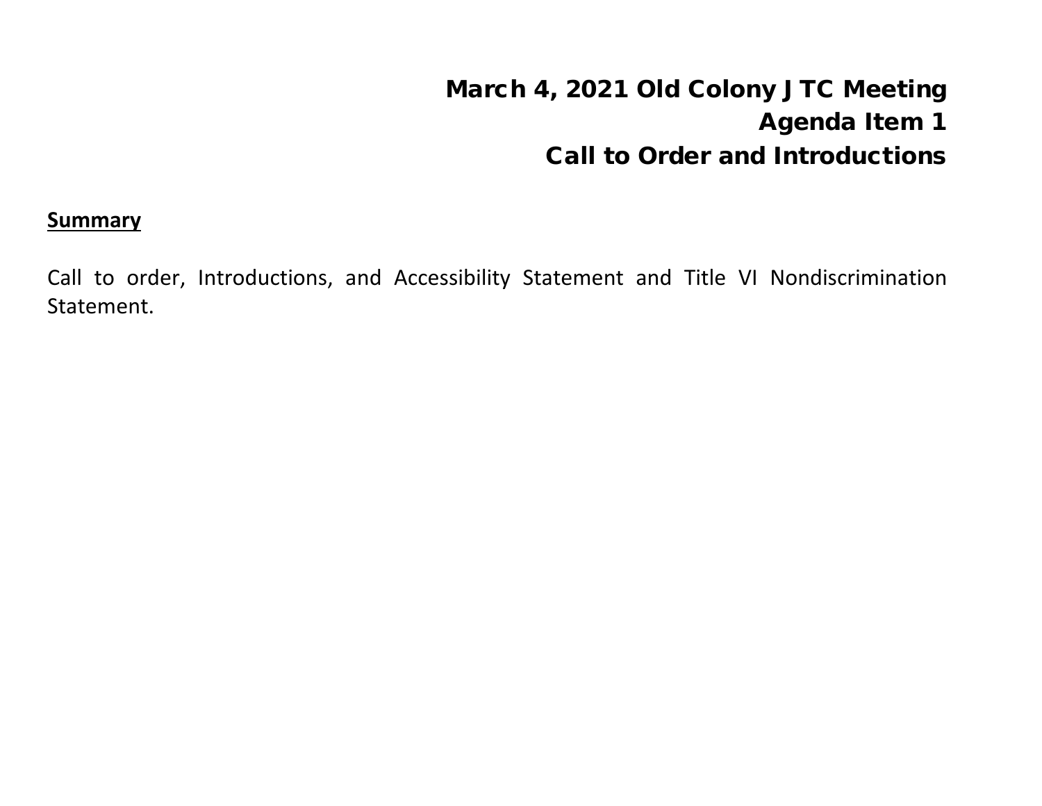# March 4, 2021 Old Colony JTC Meeting
## Agenda Item 1
## Call to Order and Introductions

**Summary**

Call to order, Introductions, and Accessibility Statement and Title VI Nondiscrimination Statement.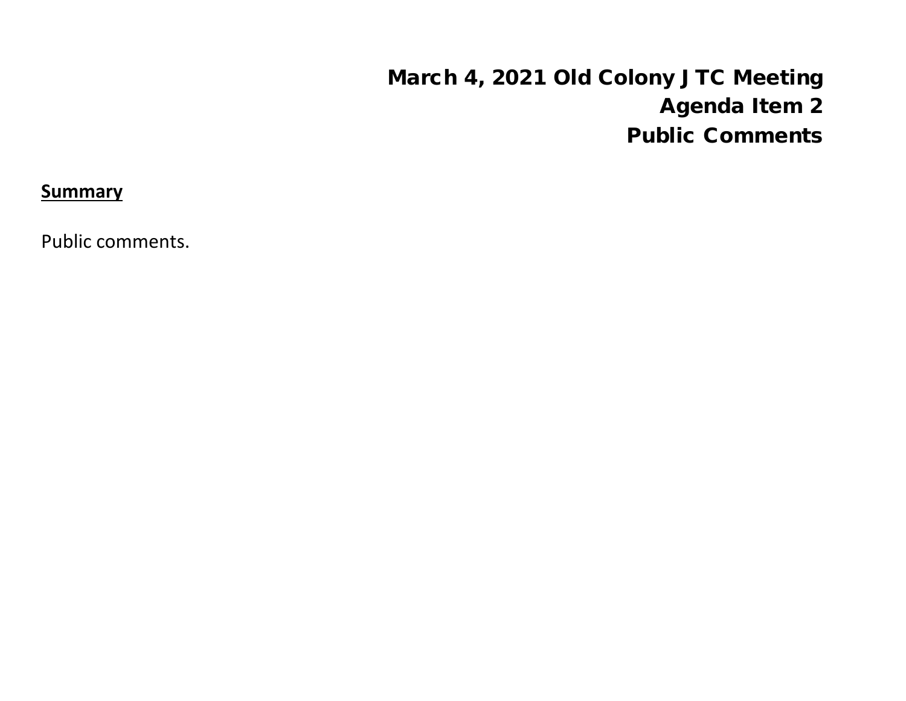**March 4, 2021 Old Colony JTC Meeting**
**Agenda Item 2**
**Public Comments**

**Summary**

Public comments.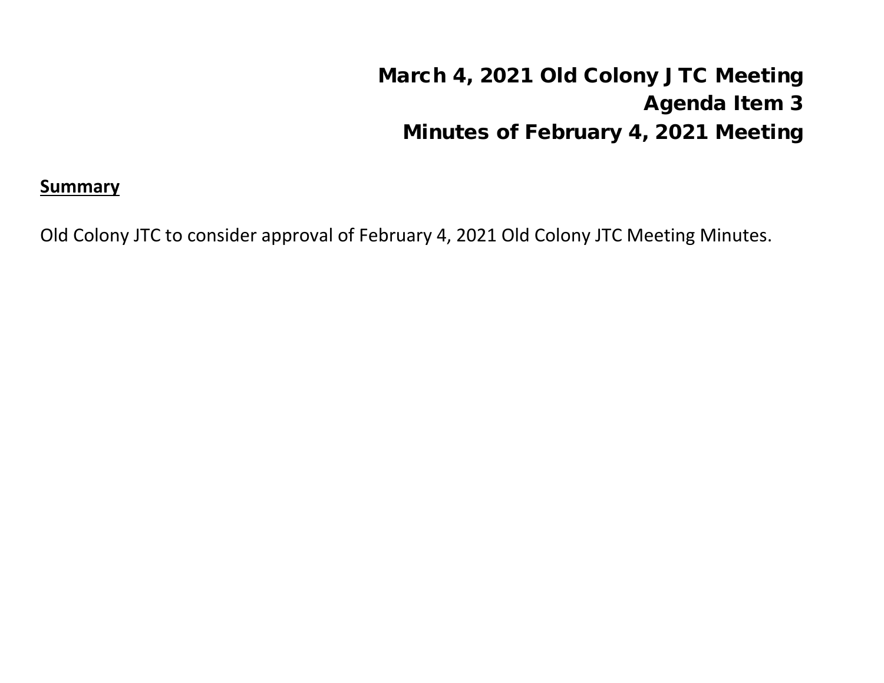# March 4, 2021 Old Colony JTC Meeting
# Agenda Item 3
# Minutes of February 4, 2021 Meeting

**Summary**

Old Colony JTC to consider approval of February 4, 2021 Old Colony JTC Meeting Minutes.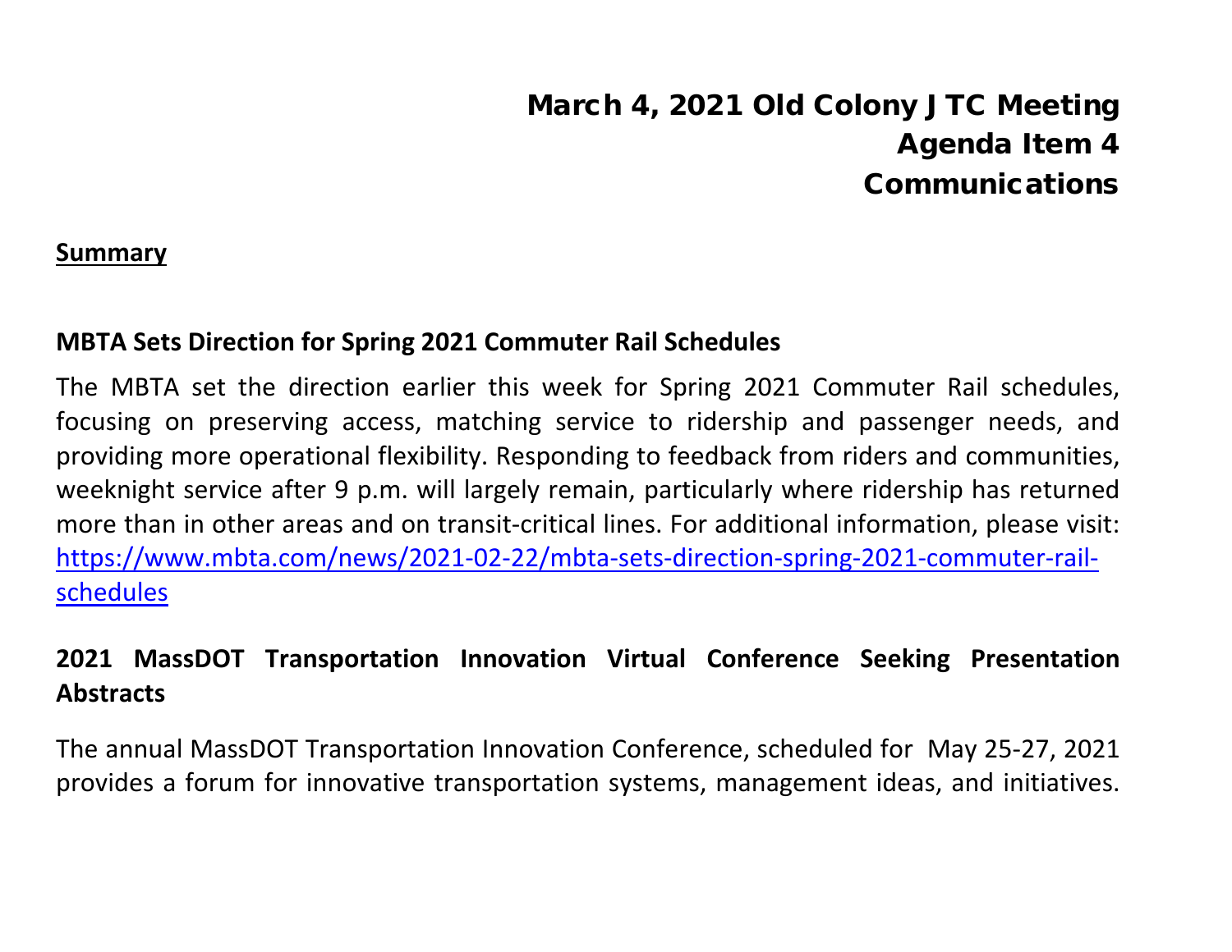# March 4, 2021 Old Colony JTC Meeting
# Agenda Item 4
# Communications

**Summary**

### MBTA Sets Direction for Spring 2021 Commuter Rail Schedules

The MBTA set the direction earlier this week for Spring 2021 Commuter Rail schedules, focusing on preserving access, matching service to ridership and passenger needs, and providing more operational flexibility. Responding to feedback from riders and communities, weeknight service after 9 p.m. will largely remain, particularly where ridership has returned more than in other areas and on transit-critical lines. For additional information, please visit: [https://www.mbta.com/news/2021-02-22/mbta-sets-direction-spring-2021-commuter-rail-schedules](https://www.mbta.com/news/2021-02-22/mbta-sets-direction-spring-2021-commuter-rail-schedules)

### 2021 MassDOT Transportation Innovation Virtual Conference Seeking Presentation Abstracts

The annual MassDOT Transportation Innovation Conference, scheduled for May 25-27, 2021 provides a forum for innovative transportation systems, management ideas, and initiatives.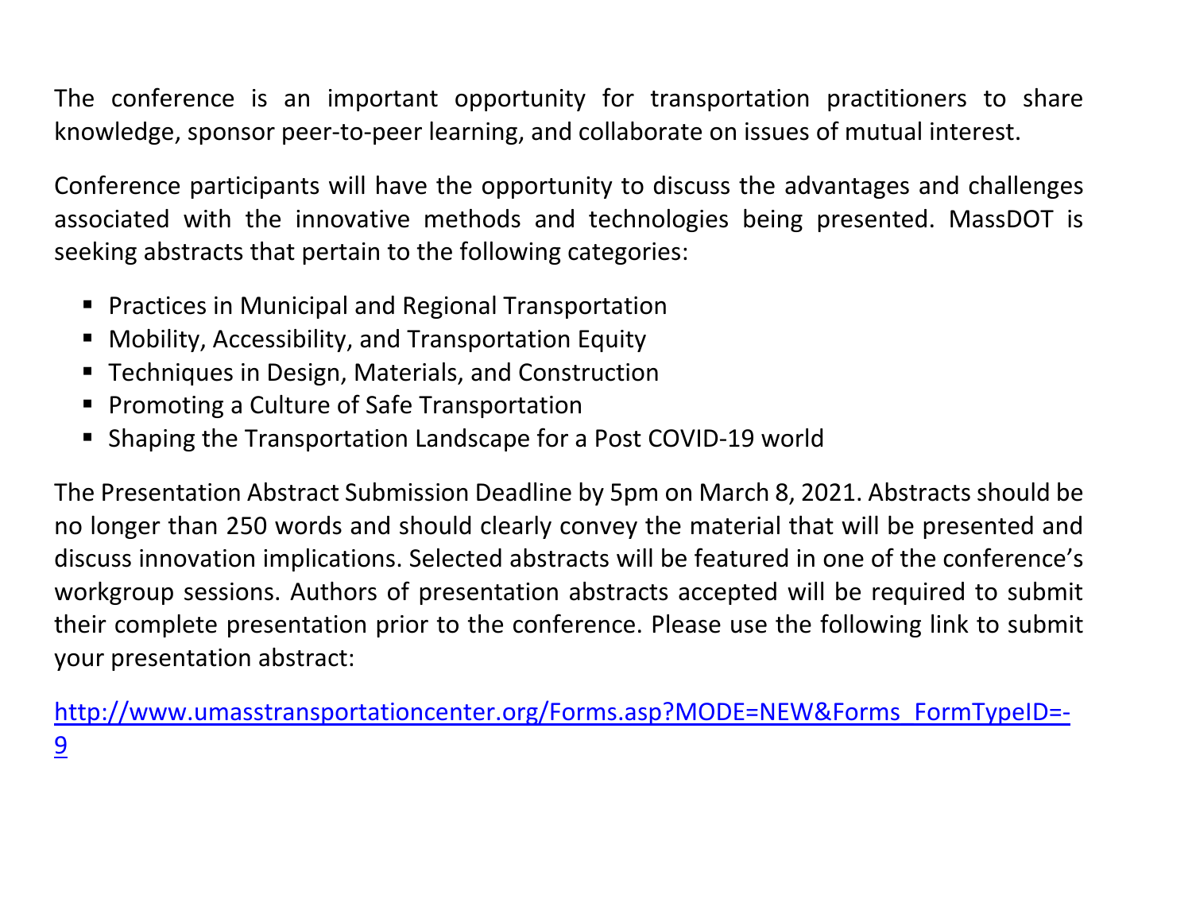The conference is an important opportunity for transportation practitioners to share knowledge, sponsor peer-to-peer learning, and collaborate on issues of mutual interest.

Conference participants will have the opportunity to discuss the advantages and challenges associated with the innovative methods and technologies being presented. MassDOT is seeking abstracts that pertain to the following categories:

- Practices in Municipal and Regional Transportation
- Mobility, Accessibility, and Transportation Equity
- Techniques in Design, Materials, and Construction
- Promoting a Culture of Safe Transportation
- Shaping the Transportation Landscape for a Post COVID-19 world

The Presentation Abstract Submission Deadline by 5pm on March 8, 2021. Abstracts should be no longer than 250 words and should clearly convey the material that will be presented and discuss innovation implications. Selected abstracts will be featured in one of the conference's workgroup sessions. Authors of presentation abstracts accepted will be required to submit their complete presentation prior to the conference. Please use the following link to submit your presentation abstract:

http://www.umasstransportationcenter.org/Forms.asp?MODE=NEW&Forms_FormTypeID=-9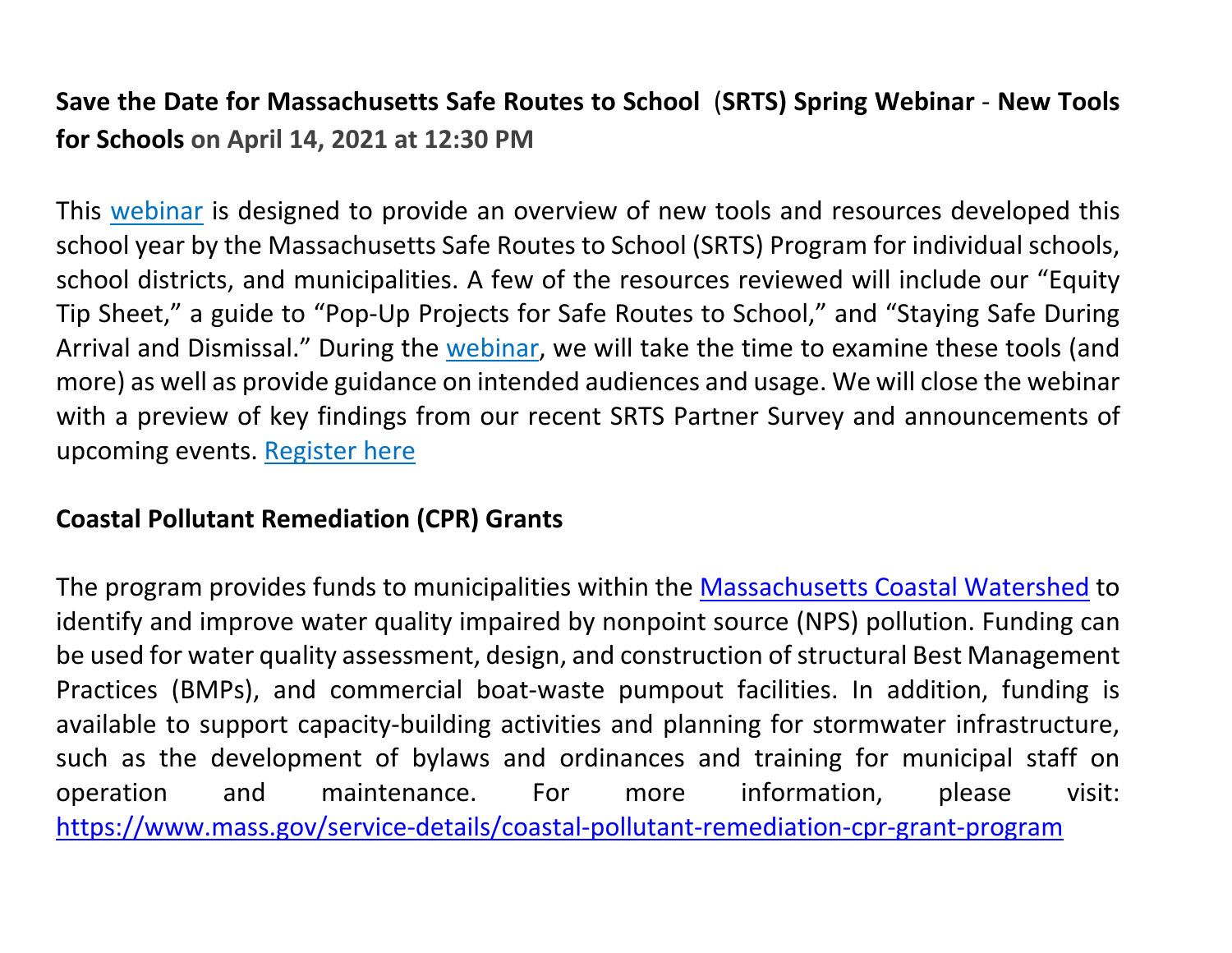**Save the Date for Massachusetts Safe Routes to School (SRTS) Spring Webinar - New Tools for Schools on April 14, 2021 at 12:30 PM**

This webinar is designed to provide an overview of new tools and resources developed this school year by the Massachusetts Safe Routes to School (SRTS) Program for individual schools, school districts, and municipalities. A few of the resources reviewed will include our "Equity Tip Sheet," a guide to "Pop-Up Projects for Safe Routes to School," and "Staying Safe During Arrival and Dismissal." During the webinar, we will take the time to examine these tools (and more) as well as provide guidance on intended audiences and usage. We will close the webinar with a preview of key findings from our recent SRTS Partner Survey and announcements of upcoming events. Register here

**Coastal Pollutant Remediation (CPR) Grants**

The program provides funds to municipalities within the Massachusetts Coastal Watershed to identify and improve water quality impaired by nonpoint source (NPS) pollution. Funding can be used for water quality assessment, design, and construction of structural Best Management Practices (BMPs), and commercial boat-waste pumpout facilities. In addition, funding is available to support capacity-building activities and planning for stormwater infrastructure, such as the development of bylaws and ordinances and training for municipal staff on operation and maintenance. For more information, please visit: https://www.mass.gov/service-details/coastal-pollutant-remediation-cpr-grant-program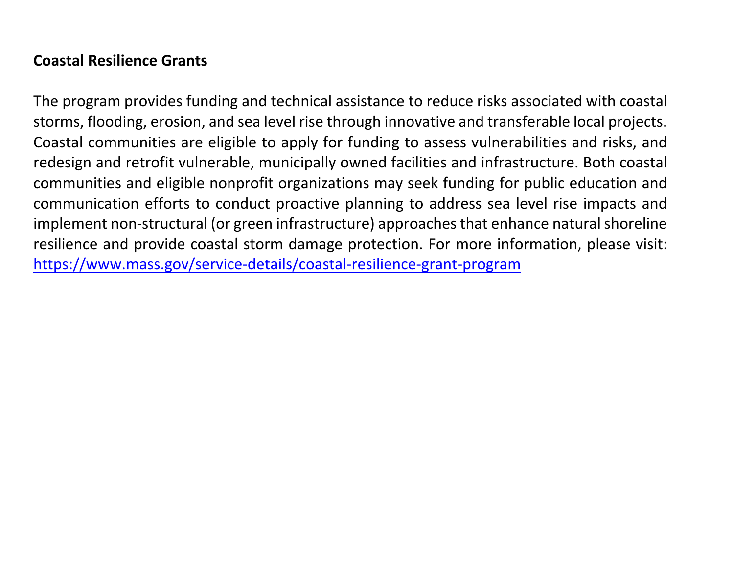**Coastal Resilience Grants**

The program provides funding and technical assistance to reduce risks associated with coastal storms, flooding, erosion, and sea level rise through innovative and transferable local projects. Coastal communities are eligible to apply for funding to assess vulnerabilities and risks, and redesign and retrofit vulnerable, municipally owned facilities and infrastructure. Both coastal communities and eligible nonprofit organizations may seek funding for public education and communication efforts to conduct proactive planning to address sea level rise impacts and implement non-structural (or green infrastructure) approaches that enhance natural shoreline resilience and provide coastal storm damage protection. For more information, please visit: [https://www.mass.gov/service-details/coastal-resilience-grant-program](https://www.mass.gov/service-details/coastal-resilience-grant-program)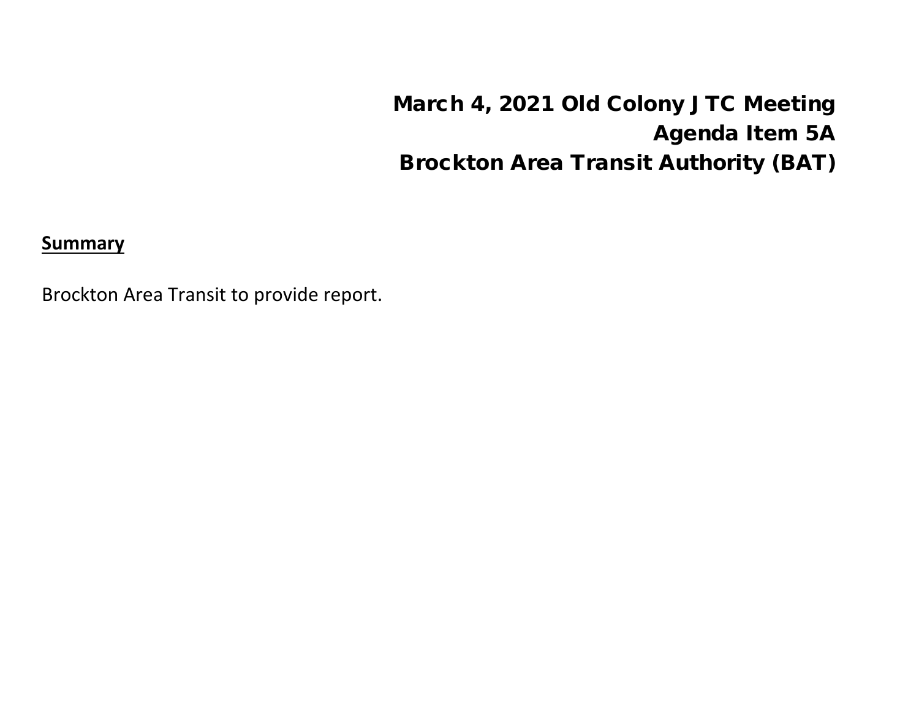# March 4, 2021 Old Colony JTC Meeting
# Agenda Item 5A
# Brockton Area Transit Authority (BAT)

**Summary**

Brockton Area Transit to provide report.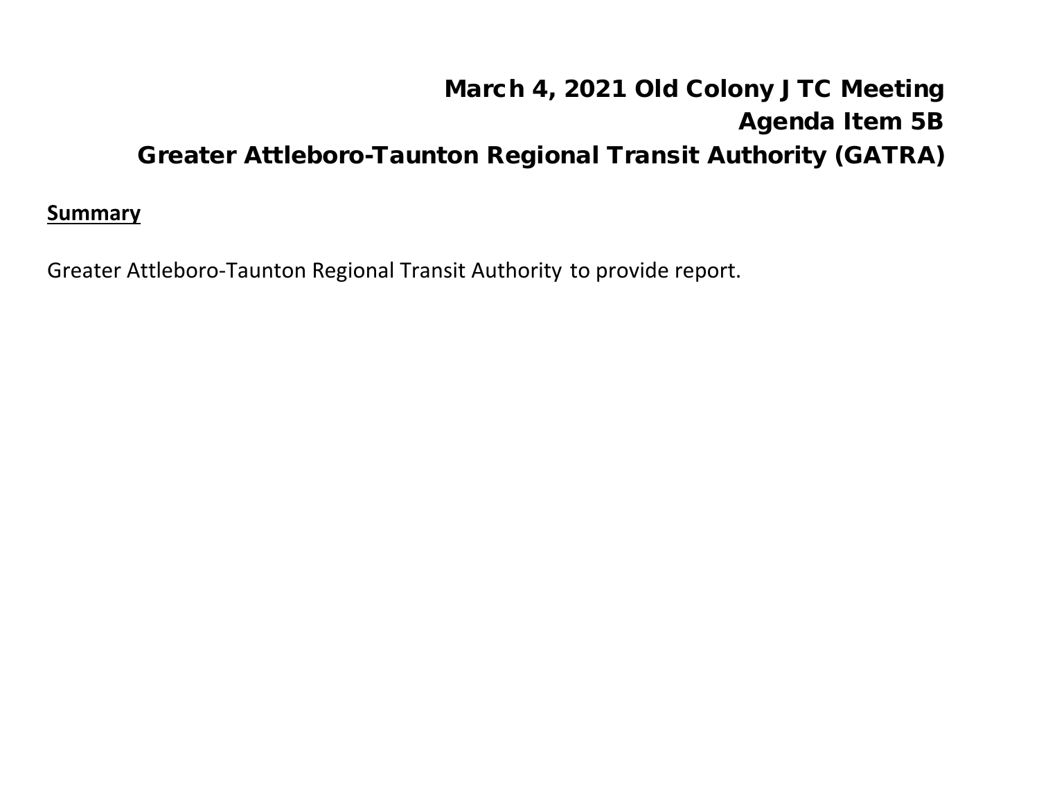# March 4, 2021 Old Colony JTC Meeting
# Agenda Item 5B
# Greater Attleboro-Taunton Regional Transit Authority (GATRA)

**Summary**

Greater Attleboro-Taunton Regional Transit Authority to provide report.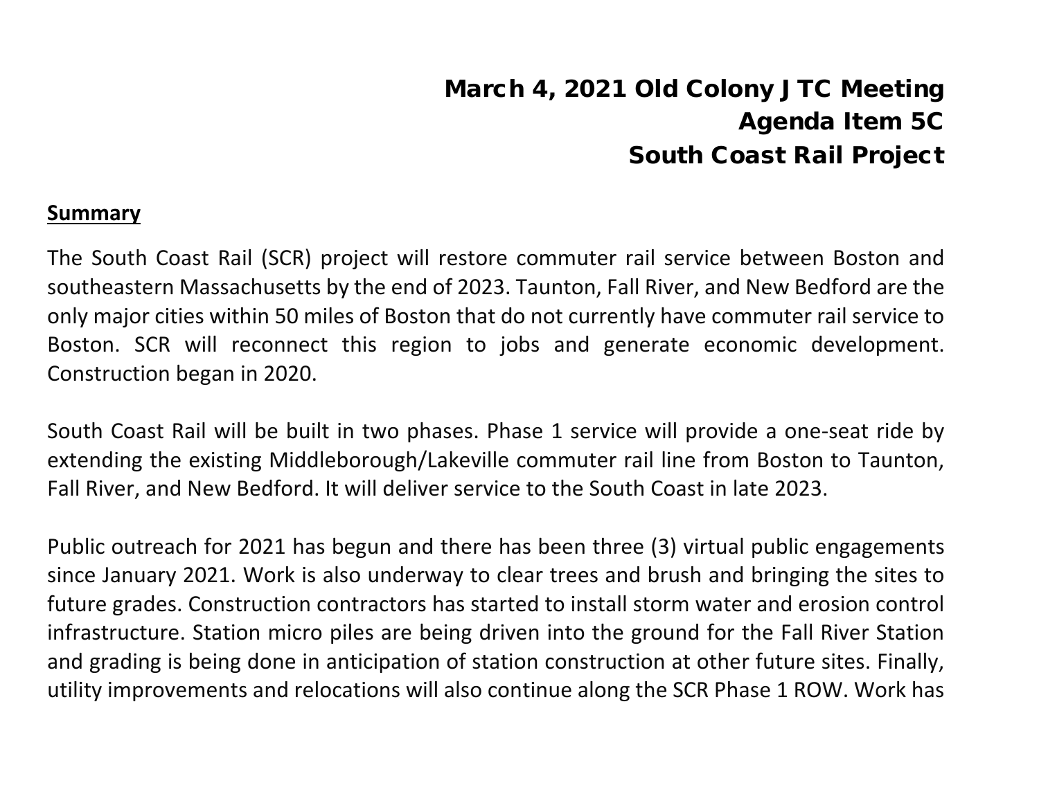# March 4, 2021 Old Colony JTC Meeting
# Agenda Item 5C
# South Coast Rail Project

**Summary**

The South Coast Rail (SCR) project will restore commuter rail service between Boston and southeastern Massachusetts by the end of 2023. Taunton, Fall River, and New Bedford are the only major cities within 50 miles of Boston that do not currently have commuter rail service to Boston. SCR will reconnect this region to jobs and generate economic development. Construction began in 2020.

South Coast Rail will be built in two phases. Phase 1 service will provide a one-seat ride by extending the existing Middleborough/Lakeville commuter rail line from Boston to Taunton, Fall River, and New Bedford. It will deliver service to the South Coast in late 2023.

Public outreach for 2021 has begun and there has been three (3) virtual public engagements since January 2021. Work is also underway to clear trees and brush and bringing the sites to future grades. Construction contractors has started to install storm water and erosion control infrastructure. Station micro piles are being driven into the ground for the Fall River Station and grading is being done in anticipation of station construction at other future sites. Finally, utility improvements and relocations will also continue along the SCR Phase 1 ROW. Work has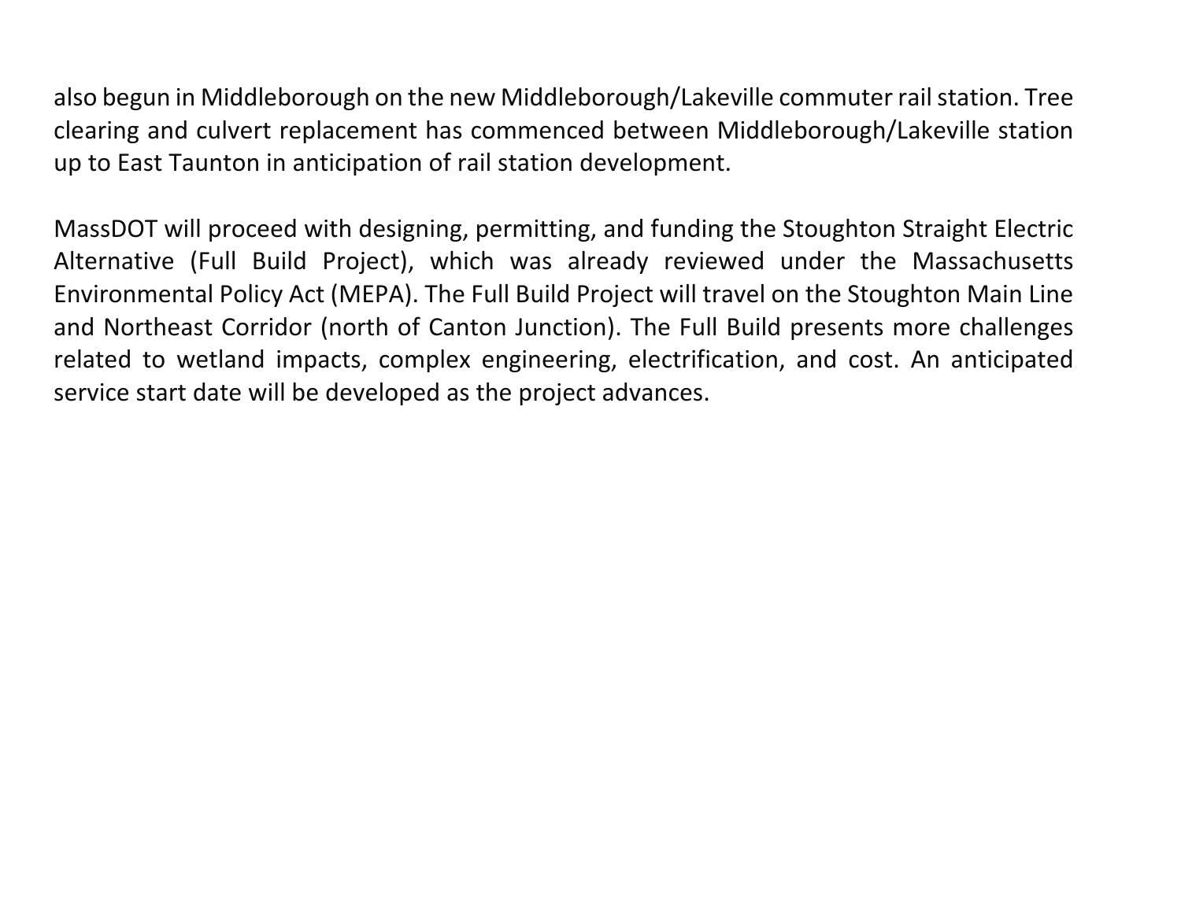also begun in Middleborough on the new Middleborough/Lakeville commuter rail station. Tree clearing and culvert replacement has commenced between Middleborough/Lakeville station up to East Taunton in anticipation of rail station development.

MassDOT will proceed with designing, permitting, and funding the Stoughton Straight Electric Alternative (Full Build Project), which was already reviewed under the Massachusetts Environmental Policy Act (MEPA). The Full Build Project will travel on the Stoughton Main Line and Northeast Corridor (north of Canton Junction). The Full Build presents more challenges related to wetland impacts, complex engineering, electrification, and cost. An anticipated service start date will be developed as the project advances.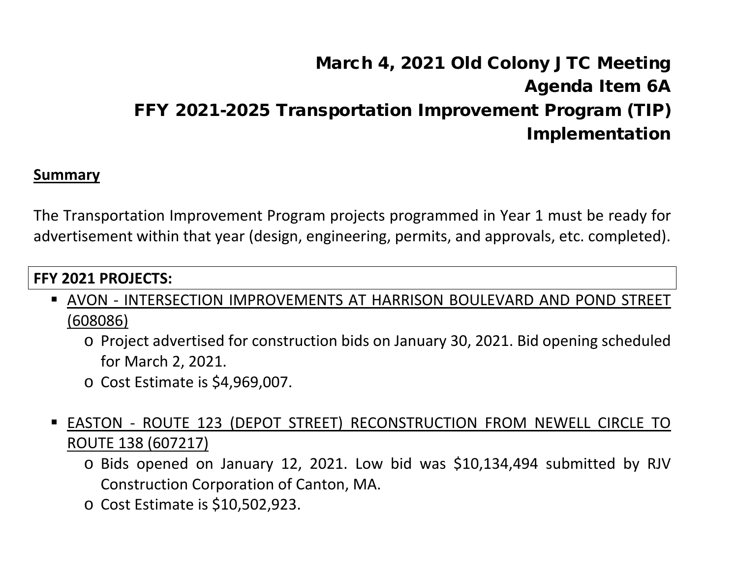# March 4, 2021 Old Colony JTC Meeting
# Agenda Item 6A
# FFY 2021-2025 Transportation Improvement Program (TIP) Implementation

**Summary**

The Transportation Improvement Program projects programmed in Year 1 must be ready for advertisement within that year (design, engineering, permits, and approvals, etc. completed).

**FFY 2021 PROJECTS:**

- AVON - INTERSECTION IMPROVEMENTS AT HARRISON BOULEVARD AND POND STREET (608086)
  - Project advertised for construction bids on January 30, 2021. Bid opening scheduled for March 2, 2021.
  - Cost Estimate is $4,969,007.

- EASTON - ROUTE 123 (DEPOT STREET) RECONSTRUCTION FROM NEWELL CIRCLE TO ROUTE 138 (607217)
  - Bids opened on January 12, 2021. Low bid was $10,134,494 submitted by RJV Construction Corporation of Canton, MA.
  - Cost Estimate is $10,502,923.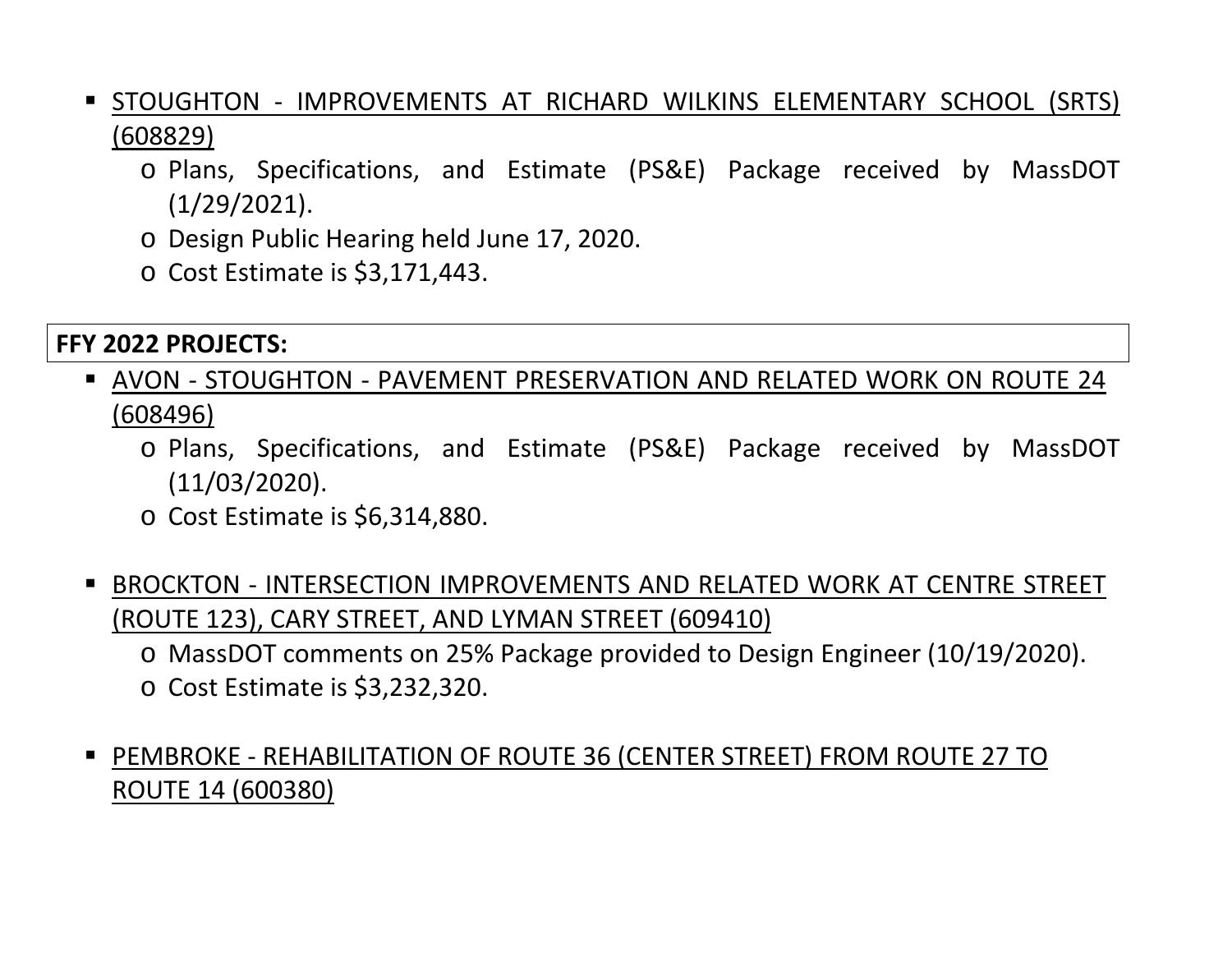- STOUGHTON - IMPROVEMENTS AT RICHARD WILKINS ELEMENTARY SCHOOL (SRTS) (608829)
  - Plans, Specifications, and Estimate (PS&E) Package received by MassDOT (1/29/2021).
  - Design Public Hearing held June 17, 2020.
  - Cost Estimate is $3,171,443.

**FFY 2022 PROJECTS:**

- AVON - STOUGHTON - PAVEMENT PRESERVATION AND RELATED WORK ON ROUTE 24 (608496)
  - Plans, Specifications, and Estimate (PS&E) Package received by MassDOT (11/03/2020).
  - Cost Estimate is $6,314,880.

- BROCKTON - INTERSECTION IMPROVEMENTS AND RELATED WORK AT CENTRE STREET (ROUTE 123), CARY STREET, AND LYMAN STREET (609410)
  - MassDOT comments on 25% Package provided to Design Engineer (10/19/2020).
  - Cost Estimate is $3,232,320.

- PEMBROKE - REHABILITATION OF ROUTE 36 (CENTER STREET) FROM ROUTE 27 TO ROUTE 14 (600380)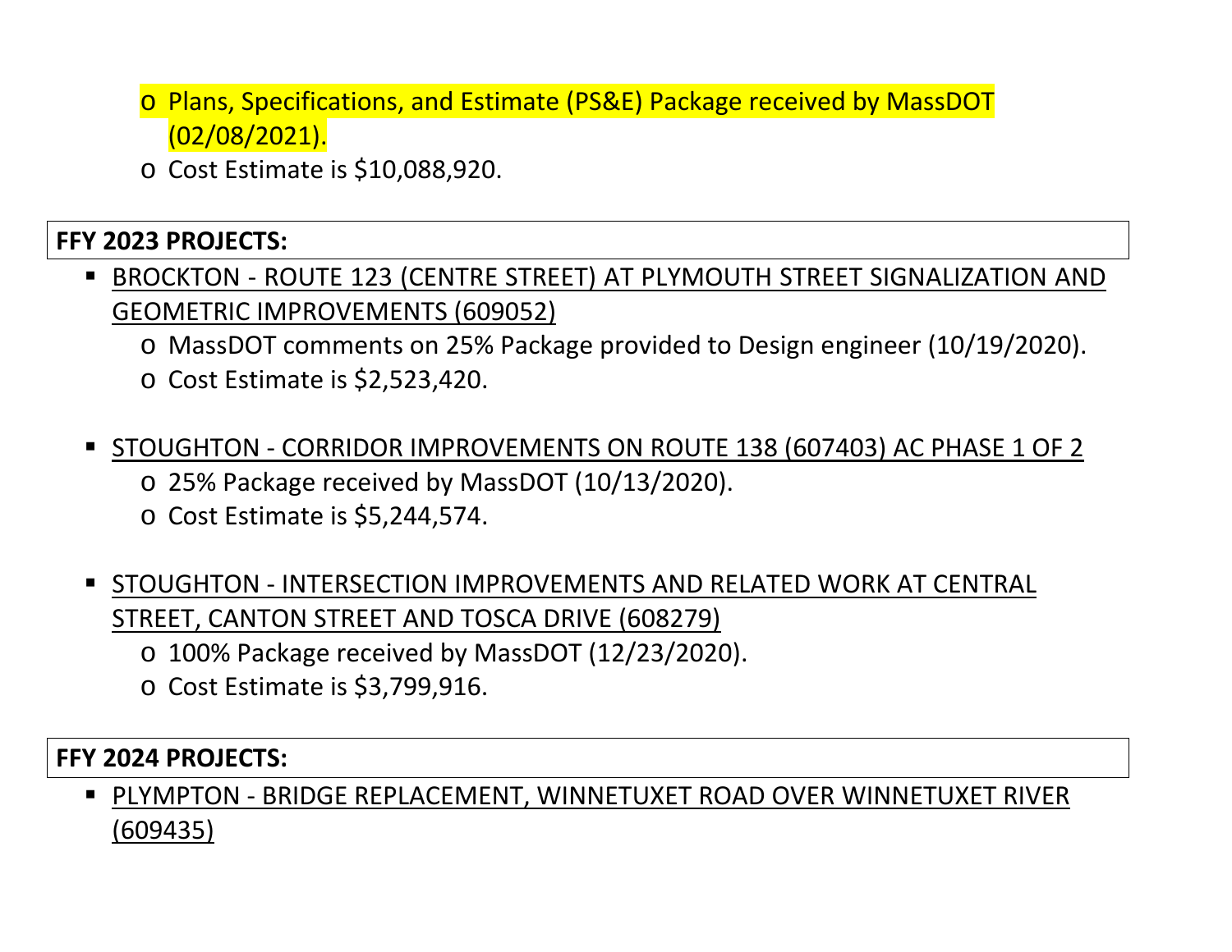- Plans, Specifications, and Estimate (PS&E) Package received by MassDOT (02/08/2021).
- Cost Estimate is $10,088,920.

**FFY 2023 PROJECTS:**

- BROCKTON - ROUTE 123 (CENTRE STREET) AT PLYMOUTH STREET SIGNALIZATION AND GEOMETRIC IMPROVEMENTS (609052)
  - MassDOT comments on 25% Package provided to Design engineer (10/19/2020).
  - Cost Estimate is $2,523,420.

- STOUGHTON - CORRIDOR IMPROVEMENTS ON ROUTE 138 (607403) AC PHASE 1 OF 2
  - 25% Package received by MassDOT (10/13/2020).
  - Cost Estimate is $5,244,574.

- STOUGHTON - INTERSECTION IMPROVEMENTS AND RELATED WORK AT CENTRAL STREET, CANTON STREET AND TOSCA DRIVE (608279)
  - 100% Package received by MassDOT (12/23/2020).
  - Cost Estimate is $3,799,916.

**FFY 2024 PROJECTS:**

- PLYMPTON - BRIDGE REPLACEMENT, WINNETUXET ROAD OVER WINNETUXET RIVER (609435)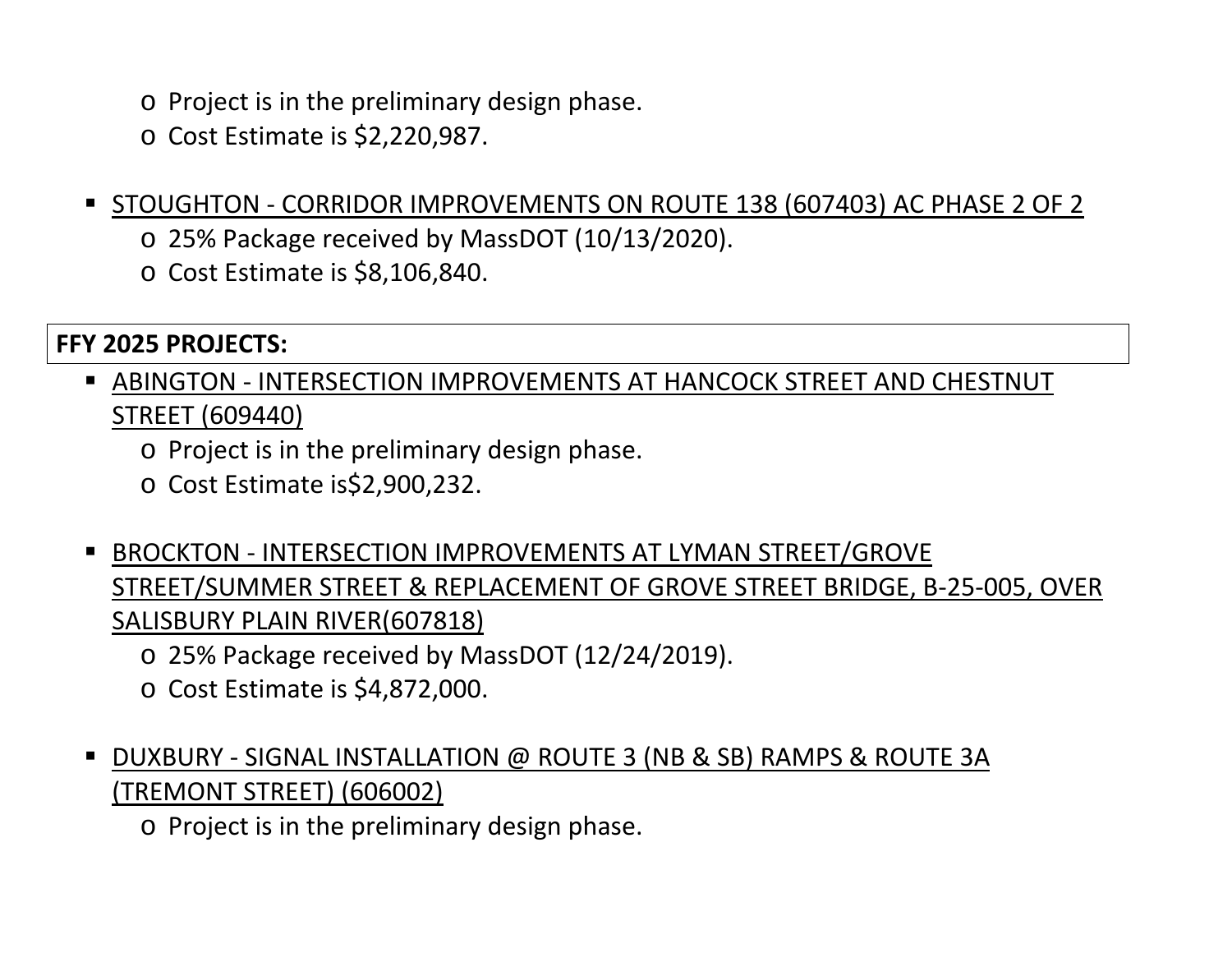- Project is in the preliminary design phase.
  - Cost Estimate is $2,220,987.

- <u>STOUGHTON - CORRIDOR IMPROVEMENTS ON ROUTE 138 (607403) AC PHASE 2 OF 2</u>
  - 25% Package received by MassDOT (10/13/2020).
  - Cost Estimate is $8,106,840.

**FFY 2025 PROJECTS:**

- <u>ABINGTON - INTERSECTION IMPROVEMENTS AT HANCOCK STREET AND CHESTNUT STREET (609440)</u>
  - Project is in the preliminary design phase.
  - Cost Estimate is$2,900,232.

- <u>BROCKTON - INTERSECTION IMPROVEMENTS AT LYMAN STREET/GROVE STREET/SUMMER STREET & REPLACEMENT OF GROVE STREET BRIDGE, B-25-005, OVER SALISBURY PLAIN RIVER(607818)</u>
  - 25% Package received by MassDOT (12/24/2019).
  - Cost Estimate is $4,872,000.

- <u>DUXBURY - SIGNAL INSTALLATION @ ROUTE 3 (NB & SB) RAMPS & ROUTE 3A (TREMONT STREET) (606002)</u>
  - Project is in the preliminary design phase.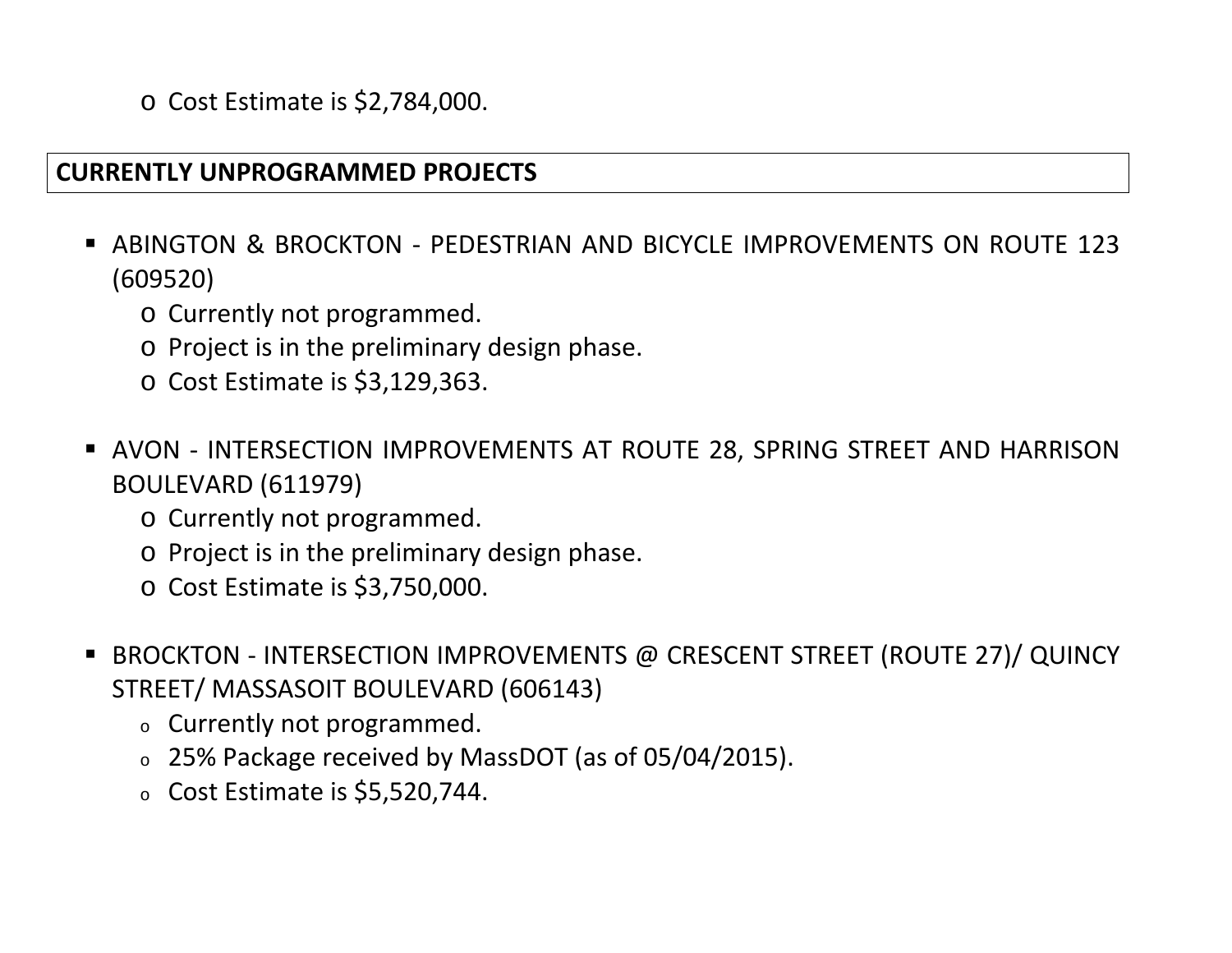- Cost Estimate is $2,784,000.

## CURRENTLY UNPROGRAMMED PROJECTS

- ABINGTON & BROCKTON - PEDESTRIAN AND BICYCLE IMPROVEMENTS ON ROUTE 123 (609520)
  - Currently not programmed.
  - Project is in the preliminary design phase.
  - Cost Estimate is $3,129,363.

- AVON - INTERSECTION IMPROVEMENTS AT ROUTE 28, SPRING STREET AND HARRISON BOULEVARD (611979)
  - Currently not programmed.
  - Project is in the preliminary design phase.
  - Cost Estimate is $3,750,000.

- BROCKTON - INTERSECTION IMPROVEMENTS @ CRESCENT STREET (ROUTE 27)/ QUINCY STREET/ MASSASOIT BOULEVARD (606143)
  - Currently not programmed.
  - 25% Package received by MassDOT (as of 05/04/2015).
  - Cost Estimate is $5,520,744.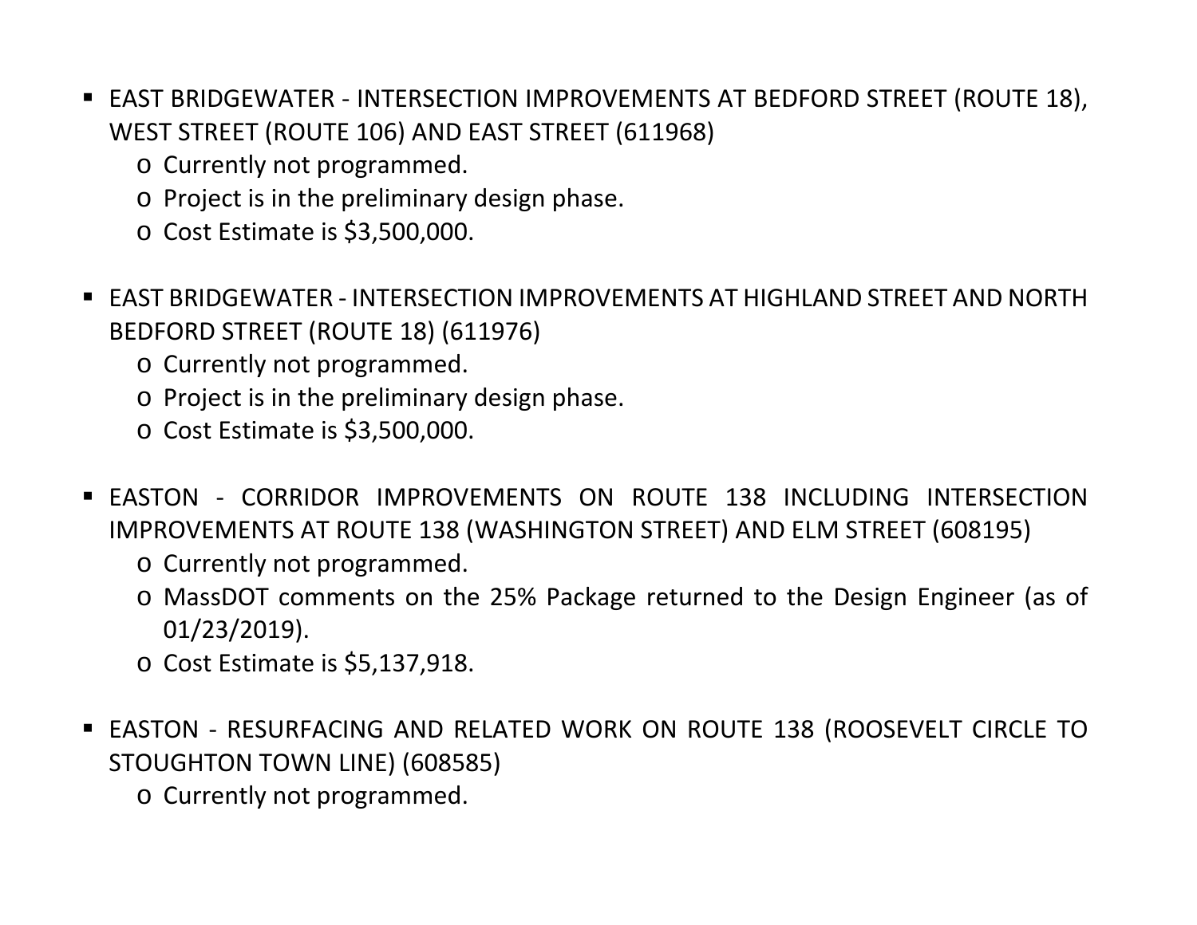- EAST BRIDGEWATER - INTERSECTION IMPROVEMENTS AT BEDFORD STREET (ROUTE 18), WEST STREET (ROUTE 106) AND EAST STREET (611968)
    - Currently not programmed.
    - Project is in the preliminary design phase.
    - Cost Estimate is $3,500,000.

- EAST BRIDGEWATER - INTERSECTION IMPROVEMENTS AT HIGHLAND STREET AND NORTH BEDFORD STREET (ROUTE 18) (611976)
    - Currently not programmed.
    - Project is in the preliminary design phase.
    - Cost Estimate is $3,500,000.

- EASTON - CORRIDOR IMPROVEMENTS ON ROUTE 138 INCLUDING INTERSECTION IMPROVEMENTS AT ROUTE 138 (WASHINGTON STREET) AND ELM STREET (608195)
    - Currently not programmed.
    - MassDOT comments on the 25% Package returned to the Design Engineer (as of 01/23/2019).
    - Cost Estimate is $5,137,918.

- EASTON - RESURFACING AND RELATED WORK ON ROUTE 138 (ROOSEVELT CIRCLE TO STOUGHTON TOWN LINE) (608585)
    - Currently not programmed.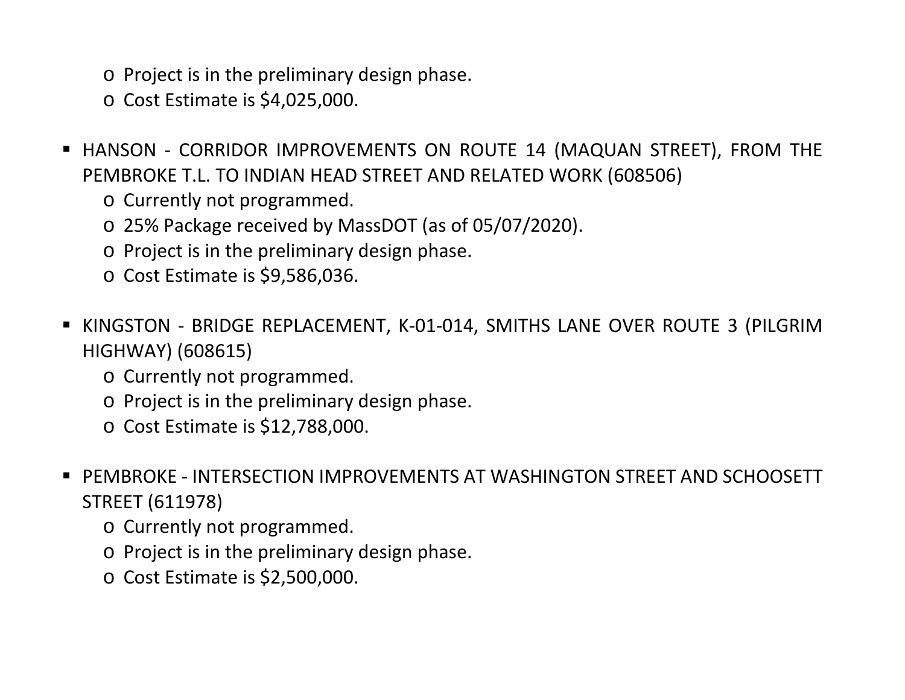- Project is in the preliminary design phase.
  - Cost Estimate is $4,025,000.

- HANSON - CORRIDOR IMPROVEMENTS ON ROUTE 14 (MAQUAN STREET), FROM THE PEMBROKE T.L. TO INDIAN HEAD STREET AND RELATED WORK (608506)
  - Currently not programmed.
  - 25% Package received by MassDOT (as of 05/07/2020).
  - Project is in the preliminary design phase.
  - Cost Estimate is $9,586,036.

- KINGSTON - BRIDGE REPLACEMENT, K-01-014, SMITHS LANE OVER ROUTE 3 (PILGRIM HIGHWAY) (608615)
  - Currently not programmed.
  - Project is in the preliminary design phase.
  - Cost Estimate is $12,788,000.

- PEMBROKE - INTERSECTION IMPROVEMENTS AT WASHINGTON STREET AND SCHOOSETT STREET (611978)
  - Currently not programmed.
  - Project is in the preliminary design phase.
  - Cost Estimate is $2,500,000.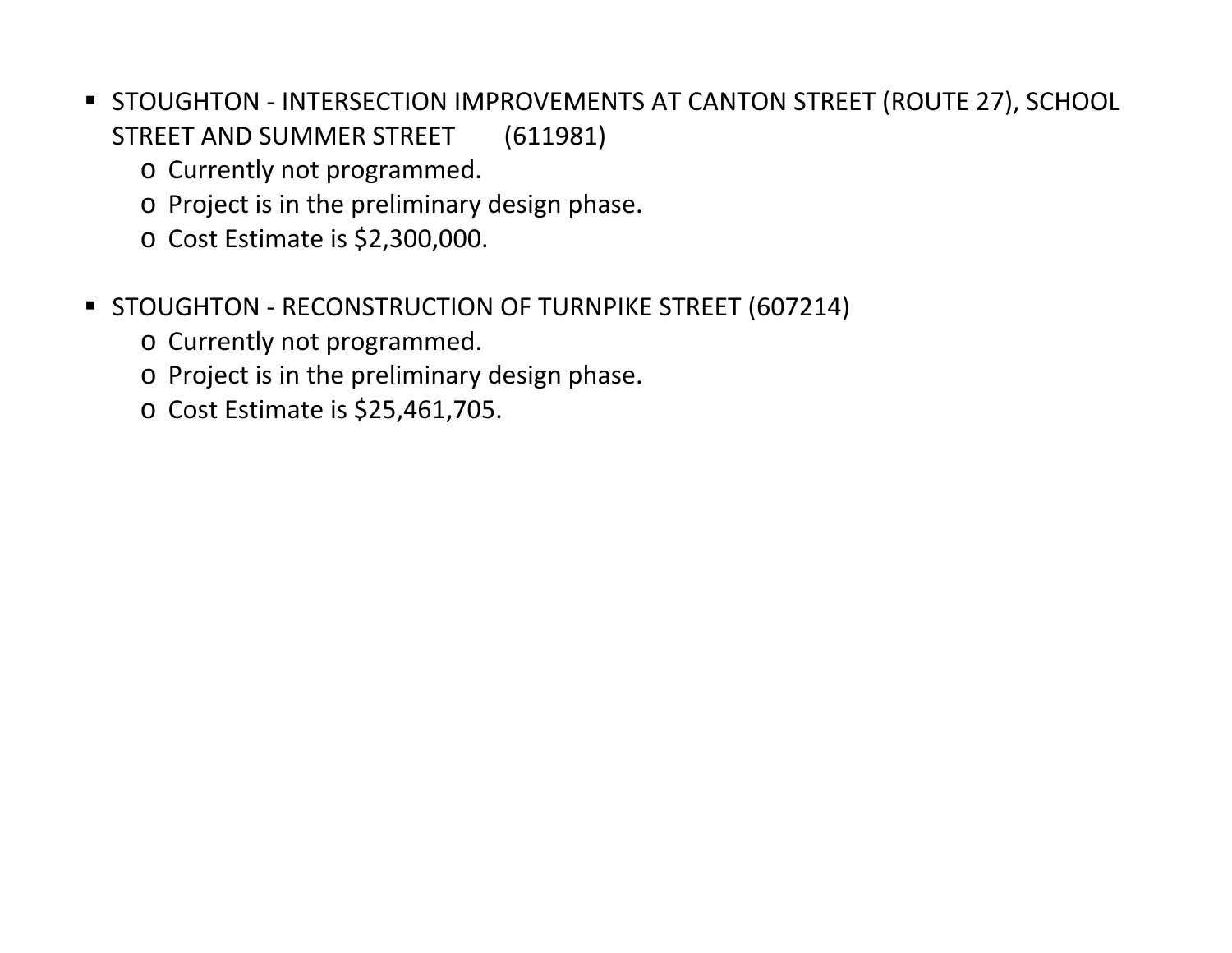- STOUGHTON - INTERSECTION IMPROVEMENTS AT CANTON STREET (ROUTE 27), SCHOOL STREET AND SUMMER STREET (611981)
    - Currently not programmed.
    - Project is in the preliminary design phase.
    - Cost Estimate is $2,300,000.

- STOUGHTON - RECONSTRUCTION OF TURNPIKE STREET (607214)
    - Currently not programmed.
    - Project is in the preliminary design phase.
    - Cost Estimate is $25,461,705.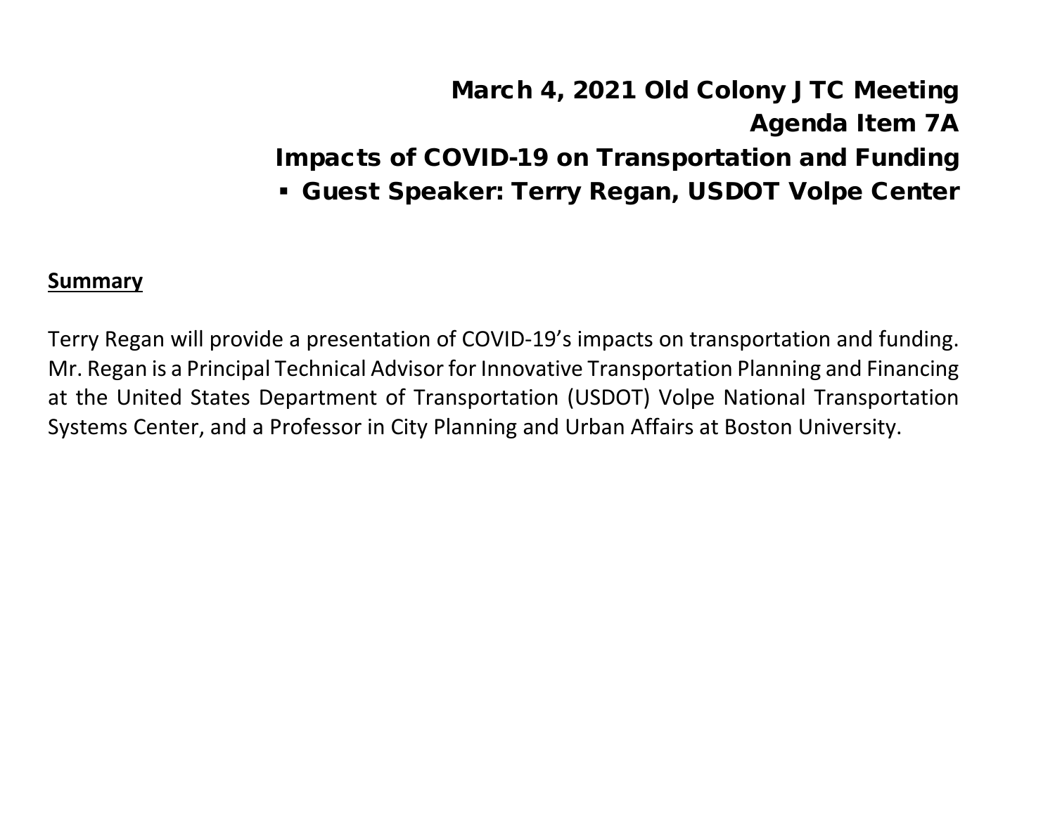# March 4, 2021 Old Colony JTC Meeting
# Agenda Item 7A
# Impacts of COVID-19 on Transportation and Funding

- **Guest Speaker: Terry Regan, USDOT Volpe Center**

**Summary**

Terry Regan will provide a presentation of COVID-19's impacts on transportation and funding. Mr. Regan is a Principal Technical Advisor for Innovative Transportation Planning and Financing at the United States Department of Transportation (USDOT) Volpe National Transportation Systems Center, and a Professor in City Planning and Urban Affairs at Boston University.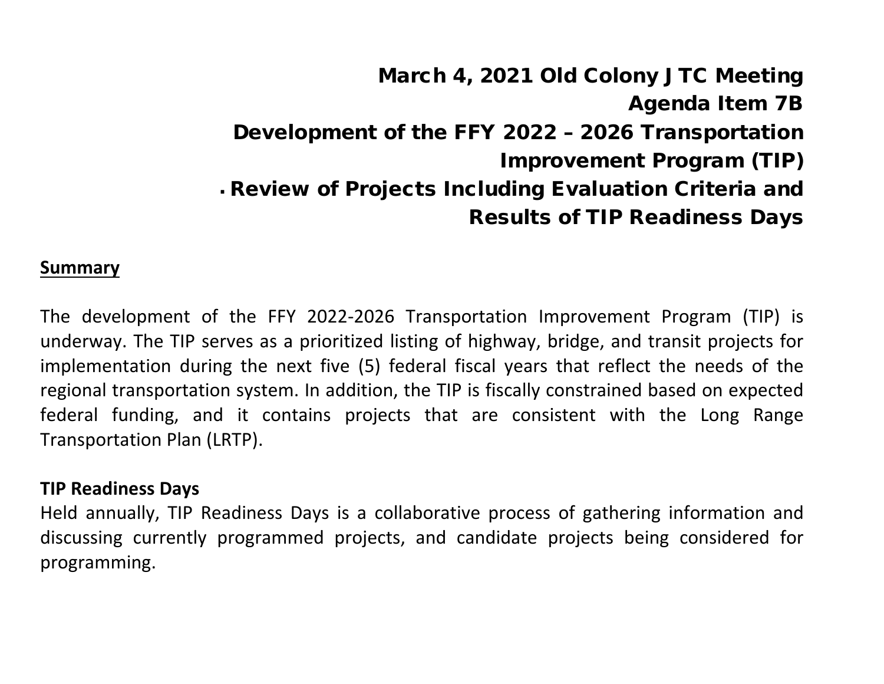# March 4, 2021 Old Colony JTC Meeting
# Agenda Item 7B
# Development of the FFY 2022 – 2026 Transportation Improvement Program (TIP)
# ▪ Review of Projects Including Evaluation Criteria and Results of TIP Readiness Days

## Summary

The development of the FFY 2022-2026 Transportation Improvement Program (TIP) is underway. The TIP serves as a prioritized listing of highway, bridge, and transit projects for implementation during the next five (5) federal fiscal years that reflect the needs of the regional transportation system. In addition, the TIP is fiscally constrained based on expected federal funding, and it contains projects that are consistent with the Long Range Transportation Plan (LRTP).

**TIP Readiness Days**

Held annually, TIP Readiness Days is a collaborative process of gathering information and discussing currently programmed projects, and candidate projects being considered for programming.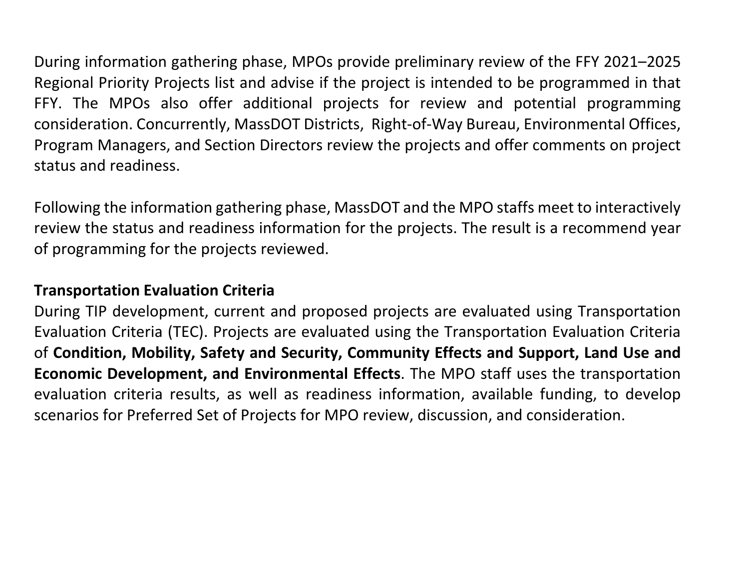During information gathering phase, MPOs provide preliminary review of the FFY 2021–2025 Regional Priority Projects list and advise if the project is intended to be programmed in that FFY. The MPOs also offer additional projects for review and potential programming consideration. Concurrently, MassDOT Districts, Right-of-Way Bureau, Environmental Offices, Program Managers, and Section Directors review the projects and offer comments on project status and readiness.

Following the information gathering phase, MassDOT and the MPO staffs meet to interactively review the status and readiness information for the projects. The result is a recommend year of programming for the projects reviewed.

**Transportation Evaluation Criteria**

During TIP development, current and proposed projects are evaluated using Transportation Evaluation Criteria (TEC). Projects are evaluated using the Transportation Evaluation Criteria of **Condition, Mobility, Safety and Security, Community Effects and Support, Land Use and Economic Development, and Environmental Effects**. The MPO staff uses the transportation evaluation criteria results, as well as readiness information, available funding, to develop scenarios for Preferred Set of Projects for MPO review, discussion, and consideration.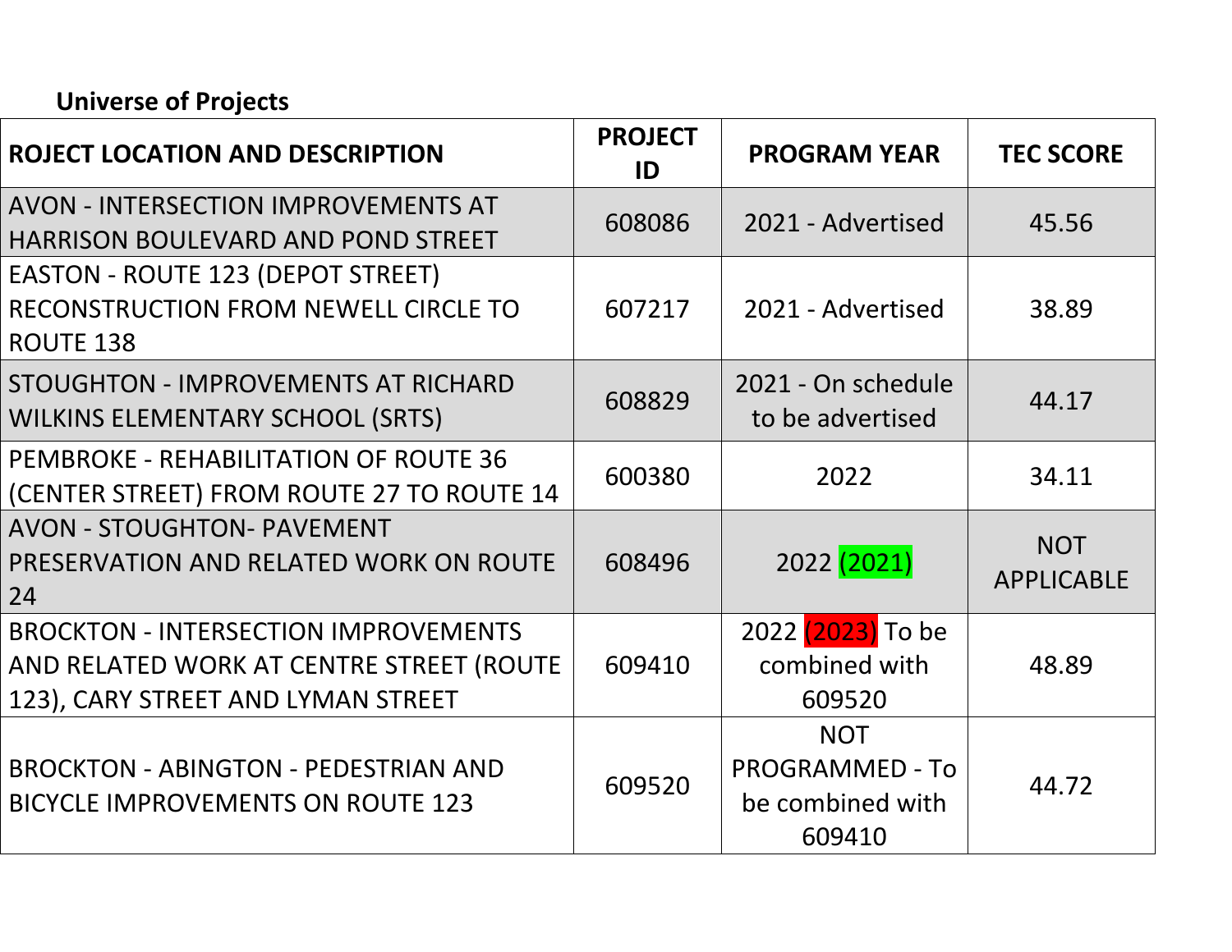**Universe of Projects**

| ROJECT LOCATION AND DESCRIPTION | PROJECT ID | PROGRAM YEAR | TEC SCORE |
|---|---|---|---|
| AVON - INTERSECTION IMPROVEMENTS AT HARRISON BOULEVARD AND POND STREET | 608086 | 2021 - Advertised | 45.56 |
| EASTON - ROUTE 123 (DEPOT STREET) RECONSTRUCTION FROM NEWELL CIRCLE TO ROUTE 138 | 607217 | 2021 - Advertised | 38.89 |
| STOUGHTON - IMPROVEMENTS AT RICHARD WILKINS ELEMENTARY SCHOOL (SRTS) | 608829 | 2021 - On schedule to be advertised | 44.17 |
| PEMBROKE - REHABILITATION OF ROUTE 36 (CENTER STREET) FROM ROUTE 27 TO ROUTE 14 | 600380 | 2022 | 34.11 |
| AVON - STOUGHTON- PAVEMENT PRESERVATION AND RELATED WORK ON ROUTE 24 | 608496 | 2022 (2021) | NOT APPLICABLE |
| BROCKTON - INTERSECTION IMPROVEMENTS AND RELATED WORK AT CENTRE STREET (ROUTE 123), CARY STREET AND LYMAN STREET | 609410 | 2022 (2023) To be combined with 609520 | 48.89 |
| BROCKTON - ABINGTON - PEDESTRIAN AND BICYCLE IMPROVEMENTS ON ROUTE 123 | 609520 | NOT PROGRAMMED - To be combined with 609410 | 44.72 |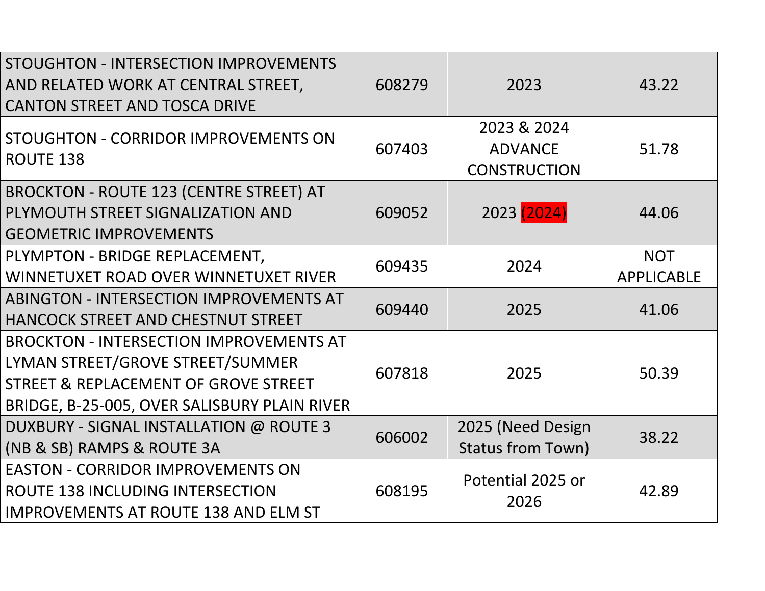| | | | |
|---|---|---|---|
| STOUGHTON - INTERSECTION IMPROVEMENTS AND RELATED WORK AT CENTRAL STREET, CANTON STREET AND TOSCA DRIVE | 608279 | 2023 | 43.22 |
| STOUGHTON - CORRIDOR IMPROVEMENTS ON ROUTE 138 | 607403 | 2023 & 2024 ADVANCE CONSTRUCTION | 51.78 |
| BROCKTON - ROUTE 123 (CENTRE STREET) AT PLYMOUTH STREET SIGNALIZATION AND GEOMETRIC IMPROVEMENTS | 609052 | 2023 (2024) | 44.06 |
| PLYMPTON - BRIDGE REPLACEMENT, WINNETUXET ROAD OVER WINNETUXET RIVER | 609435 | 2024 | NOT APPLICABLE |
| ABINGTON - INTERSECTION IMPROVEMENTS AT HANCOCK STREET AND CHESTNUT STREET | 609440 | 2025 | 41.06 |
| BROCKTON - INTERSECTION IMPROVEMENTS AT LYMAN STREET/GROVE STREET/SUMMER STREET & REPLACEMENT OF GROVE STREET BRIDGE, B-25-005, OVER SALISBURY PLAIN RIVER | 607818 | 2025 | 50.39 |
| DUXBURY - SIGNAL INSTALLATION @ ROUTE 3 (NB & SB) RAMPS & ROUTE 3A | 606002 | 2025 (Need Design Status from Town) | 38.22 |
| EASTON - CORRIDOR IMPROVEMENTS ON ROUTE 138 INCLUDING INTERSECTION IMPROVEMENTS AT ROUTE 138 AND ELM ST | 608195 | Potential 2025 or 2026 | 42.89 |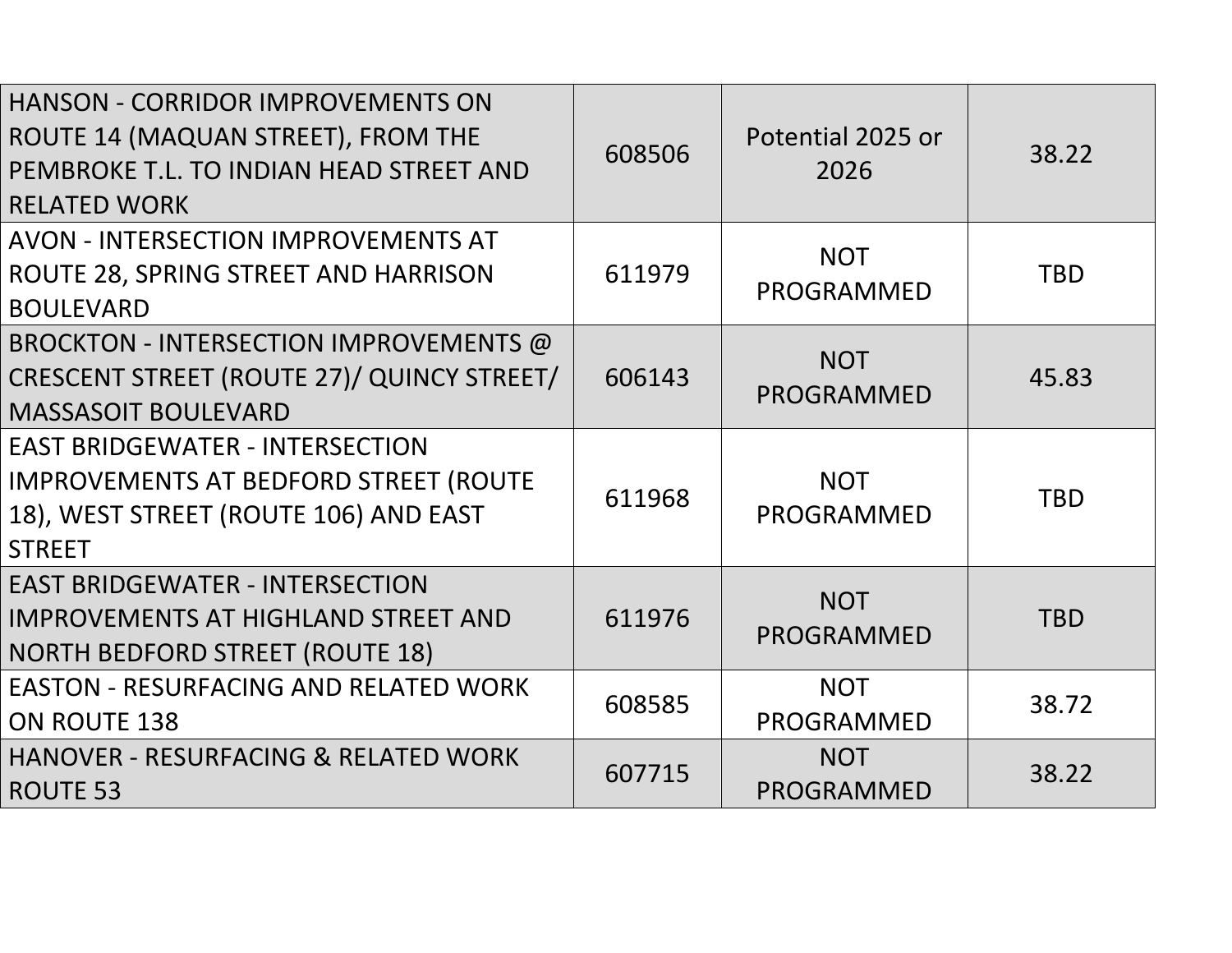| | | | |
|---|---|---|---|
| HANSON - CORRIDOR IMPROVEMENTS ON ROUTE 14 (MAQUAN STREET), FROM THE PEMBROKE T.L. TO INDIAN HEAD STREET AND RELATED WORK | 608506 | Potential 2025 or 2026 | 38.22 |
| AVON - INTERSECTION IMPROVEMENTS AT ROUTE 28, SPRING STREET AND HARRISON BOULEVARD | 611979 | NOT PROGRAMMED | TBD |
| BROCKTON - INTERSECTION IMPROVEMENTS @ CRESCENT STREET (ROUTE 27)/ QUINCY STREET/ MASSASOIT BOULEVARD | 606143 | NOT PROGRAMMED | 45.83 |
| EAST BRIDGEWATER - INTERSECTION IMPROVEMENTS AT BEDFORD STREET (ROUTE 18), WEST STREET (ROUTE 106) AND EAST STREET | 611968 | NOT PROGRAMMED | TBD |
| EAST BRIDGEWATER - INTERSECTION IMPROVEMENTS AT HIGHLAND STREET AND NORTH BEDFORD STREET (ROUTE 18) | 611976 | NOT PROGRAMMED | TBD |
| EASTON - RESURFACING AND RELATED WORK ON ROUTE 138 | 608585 | NOT PROGRAMMED | 38.72 |
| HANOVER - RESURFACING & RELATED WORK ROUTE 53 | 607715 | NOT PROGRAMMED | 38.22 |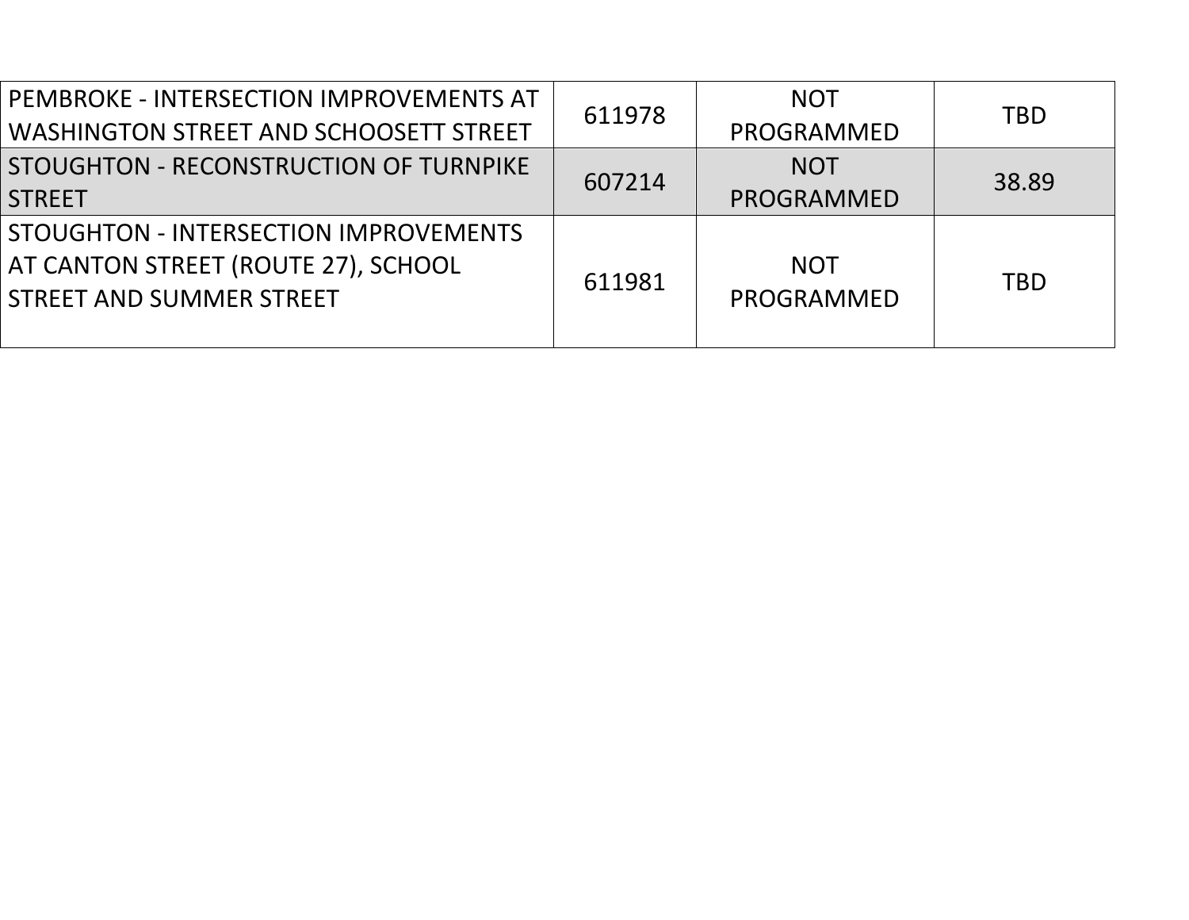| | | | |
|---|---|---|---|
| PEMBROKE - INTERSECTION IMPROVEMENTS AT WASHINGTON STREET AND SCHOOSETT STREET | 611978 | NOT PROGRAMMED | TBD |
| STOUGHTON - RECONSTRUCTION OF TURNPIKE STREET | 607214 | NOT PROGRAMMED | 38.89 |
| STOUGHTON - INTERSECTION IMPROVEMENTS AT CANTON STREET (ROUTE 27), SCHOOL STREET AND SUMMER STREET | 611981 | NOT PROGRAMMED | TBD |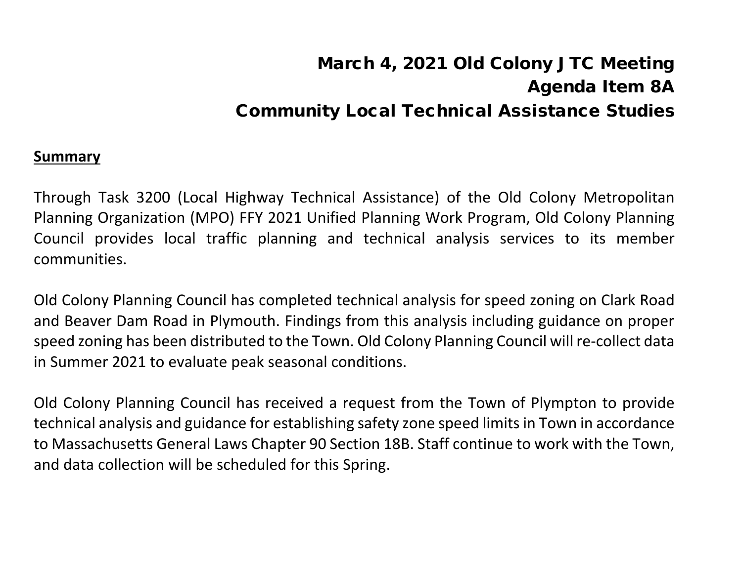# March 4, 2021 Old Colony JTC Meeting
# Agenda Item 8A
# Community Local Technical Assistance Studies

**Summary**

Through Task 3200 (Local Highway Technical Assistance) of the Old Colony Metropolitan Planning Organization (MPO) FFY 2021 Unified Planning Work Program, Old Colony Planning Council provides local traffic planning and technical analysis services to its member communities.

Old Colony Planning Council has completed technical analysis for speed zoning on Clark Road and Beaver Dam Road in Plymouth. Findings from this analysis including guidance on proper speed zoning has been distributed to the Town. Old Colony Planning Council will re-collect data in Summer 2021 to evaluate peak seasonal conditions.

Old Colony Planning Council has received a request from the Town of Plympton to provide technical analysis and guidance for establishing safety zone speed limits in Town in accordance to Massachusetts General Laws Chapter 90 Section 18B. Staff continue to work with the Town, and data collection will be scheduled for this Spring.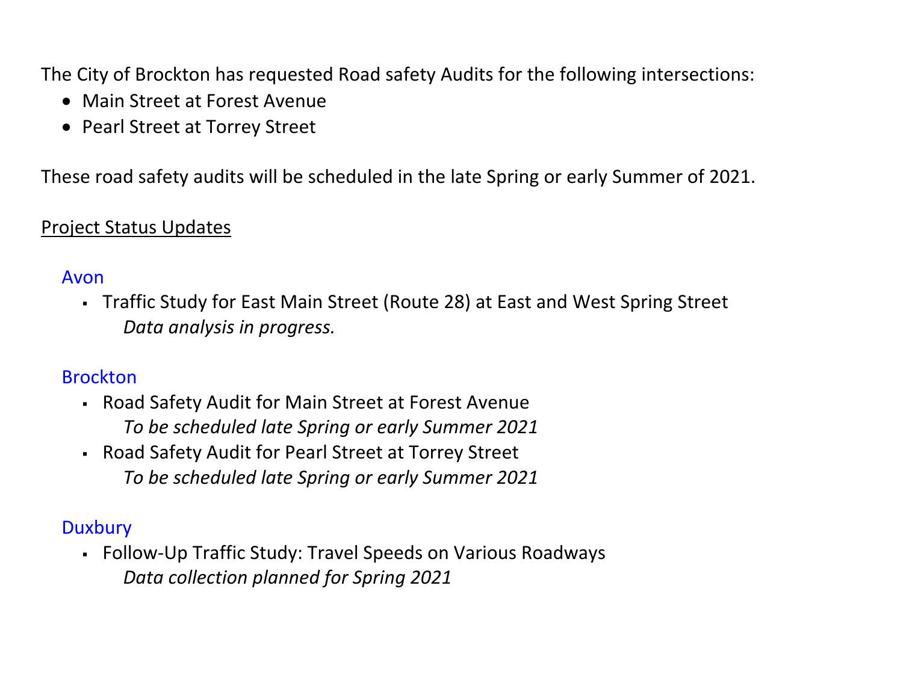The City of Brockton has requested Road safety Audits for the following intersections:

- Main Street at Forest Avenue
- Pearl Street at Torrey Street

These road safety audits will be scheduled in the late Spring or early Summer of 2021.

<u>Project Status Updates</u>

### Avon

- Traffic Study for East Main Street (Route 28) at East and West Spring Street
  *Data analysis in progress.*

### Brockton

- Road Safety Audit for Main Street at Forest Avenue
  *To be scheduled late Spring or early Summer 2021*
- Road Safety Audit for Pearl Street at Torrey Street
  *To be scheduled late Spring or early Summer 2021*

### Duxbury

- Follow-Up Traffic Study: Travel Speeds on Various Roadways
  *Data collection planned for Spring 2021*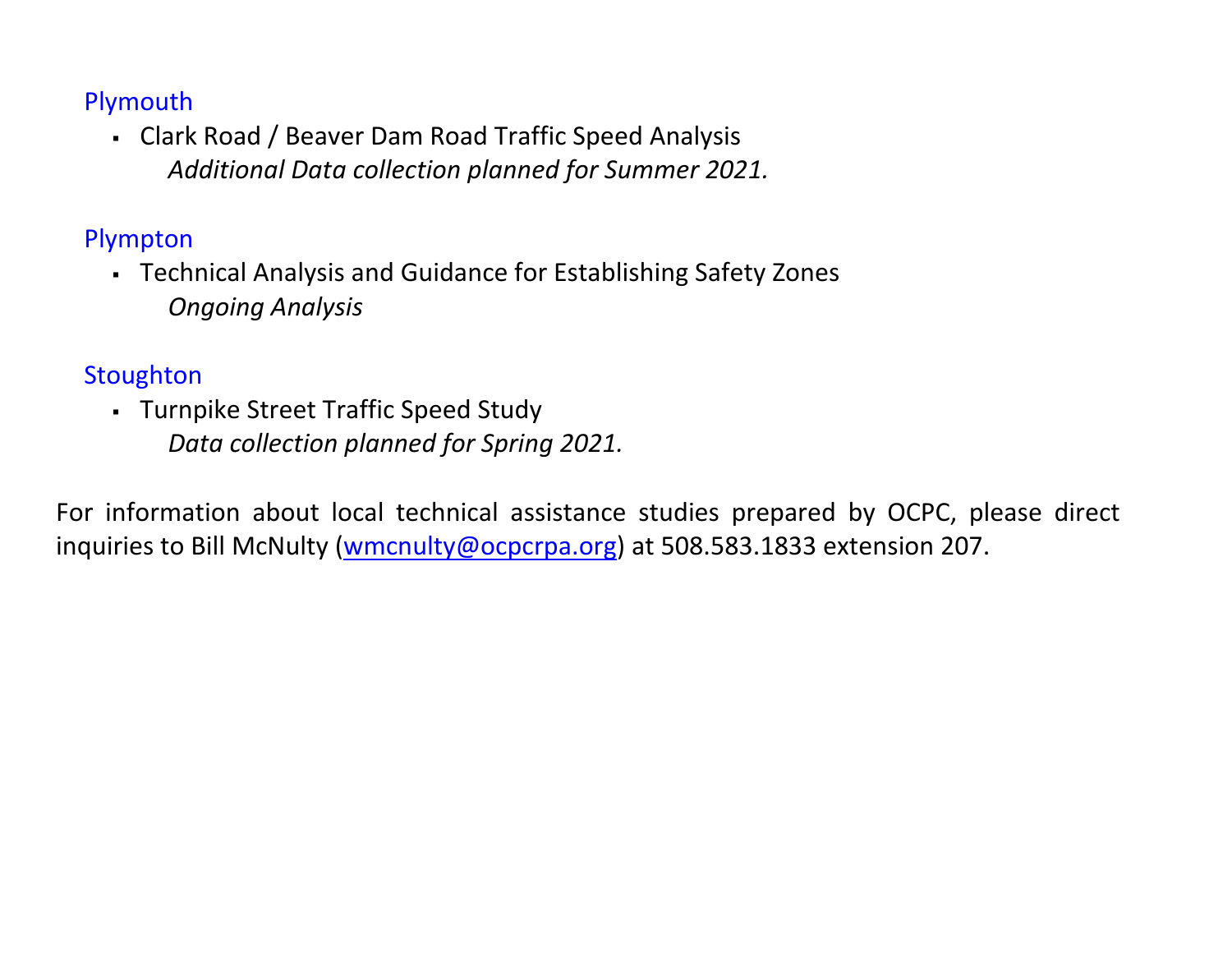### Plymouth

- Clark Road / Beaver Dam Road Traffic Speed Analysis
  *Additional Data collection planned for Summer 2021.*

### Plympton

- Technical Analysis and Guidance for Establishing Safety Zones
  *Ongoing Analysis*

### Stoughton

- Turnpike Street Traffic Speed Study
  *Data collection planned for Spring 2021.*

For information about local technical assistance studies prepared by OCPC, please direct inquiries to Bill McNulty (wmcnulty@ocpcrpa.org) at 508.583.1833 extension 207.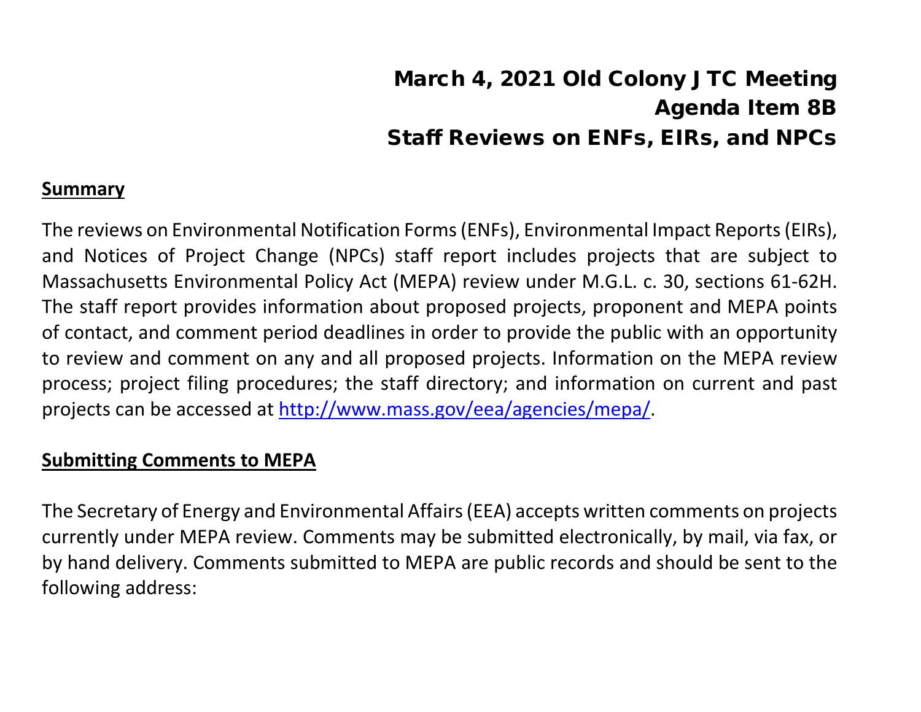# March 4, 2021 Old Colony JTC Meeting
# Agenda Item 8B
# Staff Reviews on ENFs, EIRs, and NPCs

## Summary

The reviews on Environmental Notification Forms (ENFs), Environmental Impact Reports (EIRs), and Notices of Project Change (NPCs) staff report includes projects that are subject to Massachusetts Environmental Policy Act (MEPA) review under M.G.L. c. 30, sections 61-62H. The staff report provides information about proposed projects, proponent and MEPA points of contact, and comment period deadlines in order to provide the public with an opportunity to review and comment on any and all proposed projects. Information on the MEPA review process; project filing procedures; the staff directory; and information on current and past projects can be accessed at http://www.mass.gov/eea/agencies/mepa/.

## Submitting Comments to MEPA

The Secretary of Energy and Environmental Affairs (EEA) accepts written comments on projects currently under MEPA review. Comments may be submitted electronically, by mail, via fax, or by hand delivery. Comments submitted to MEPA are public records and should be sent to the following address: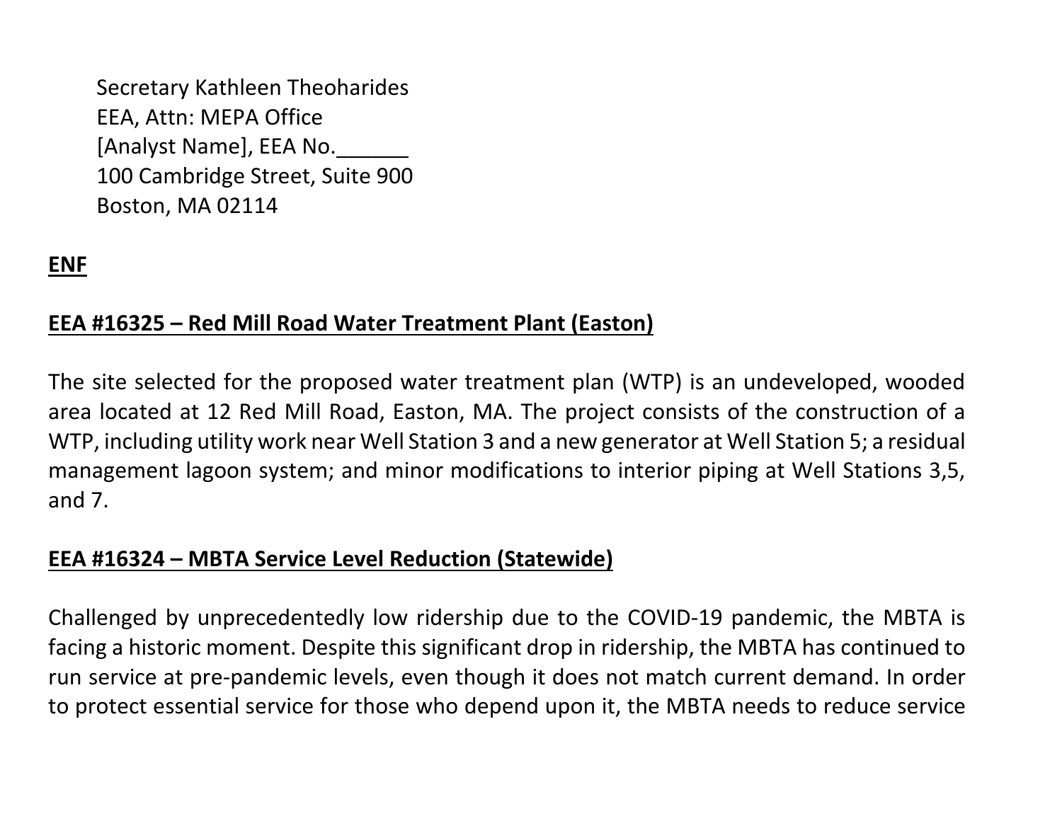Secretary Kathleen Theoharides
EEA, Attn: MEPA Office
[Analyst Name], EEA No.______
100 Cambridge Street, Suite 900
Boston, MA 02114

**ENF**

**EEA #16325 – Red Mill Road Water Treatment Plant (Easton)**

The site selected for the proposed water treatment plan (WTP) is an undeveloped, wooded area located at 12 Red Mill Road, Easton, MA. The project consists of the construction of a WTP, including utility work near Well Station 3 and a new generator at Well Station 5; a residual management lagoon system; and minor modifications to interior piping at Well Stations 3,5, and 7.

**EEA #16324 – MBTA Service Level Reduction (Statewide)**

Challenged by unprecedentedly low ridership due to the COVID-19 pandemic, the MBTA is facing a historic moment. Despite this significant drop in ridership, the MBTA has continued to run service at pre-pandemic levels, even though it does not match current demand. In order to protect essential service for those who depend upon it, the MBTA needs to reduce service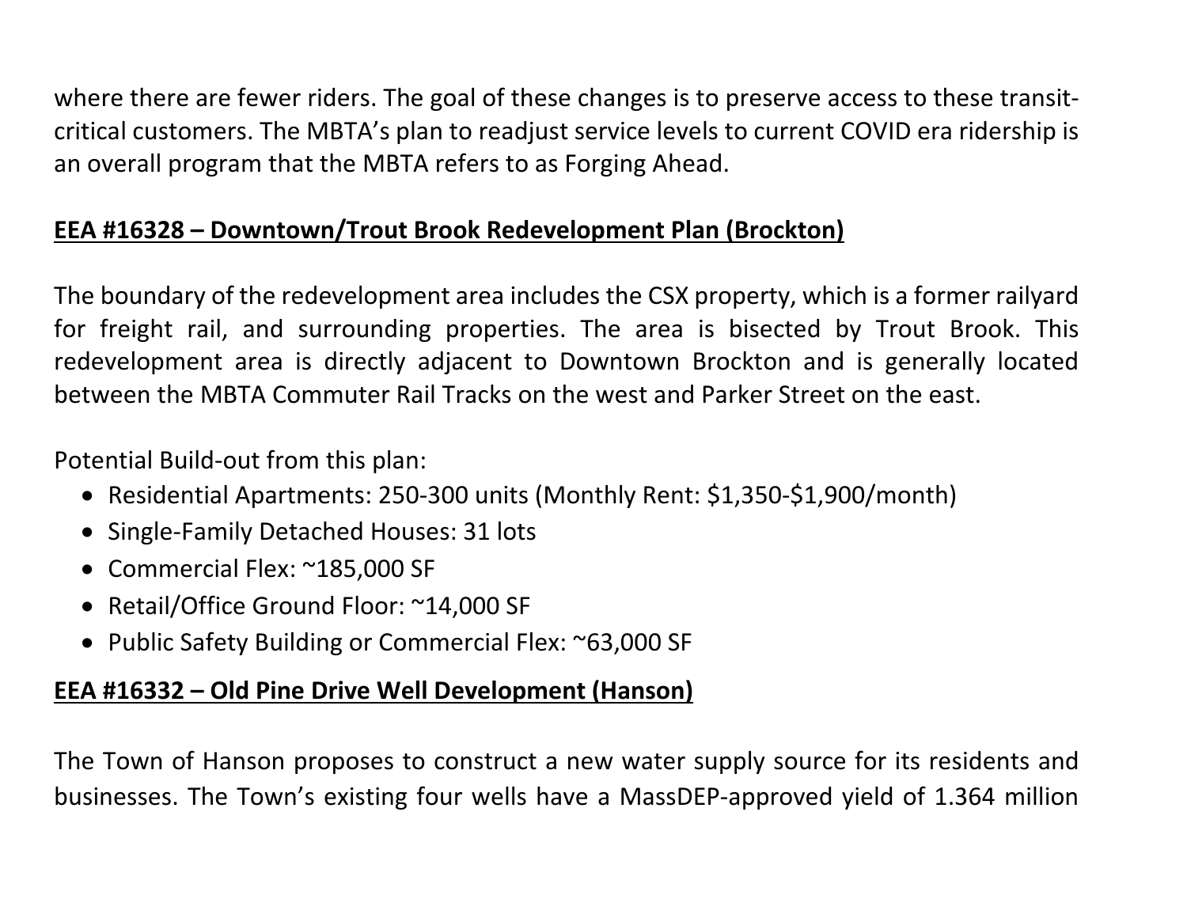where there are fewer riders. The goal of these changes is to preserve access to these transit-critical customers. The MBTA's plan to readjust service levels to current COVID era ridership is an overall program that the MBTA refers to as Forging Ahead.

**EEA #16328 – Downtown/Trout Brook Redevelopment Plan (Brockton)**

The boundary of the redevelopment area includes the CSX property, which is a former railyard for freight rail, and surrounding properties. The area is bisected by Trout Brook. This redevelopment area is directly adjacent to Downtown Brockton and is generally located between the MBTA Commuter Rail Tracks on the west and Parker Street on the east.

Potential Build-out from this plan:

- Residential Apartments: 250-300 units (Monthly Rent: $1,350-$1,900/month)
- Single-Family Detached Houses: 31 lots
- Commercial Flex: ~185,000 SF
- Retail/Office Ground Floor: ~14,000 SF
- Public Safety Building or Commercial Flex: ~63,000 SF

**EEA #16332 – Old Pine Drive Well Development (Hanson)**

The Town of Hanson proposes to construct a new water supply source for its residents and businesses. The Town's existing four wells have a MassDEP-approved yield of 1.364 million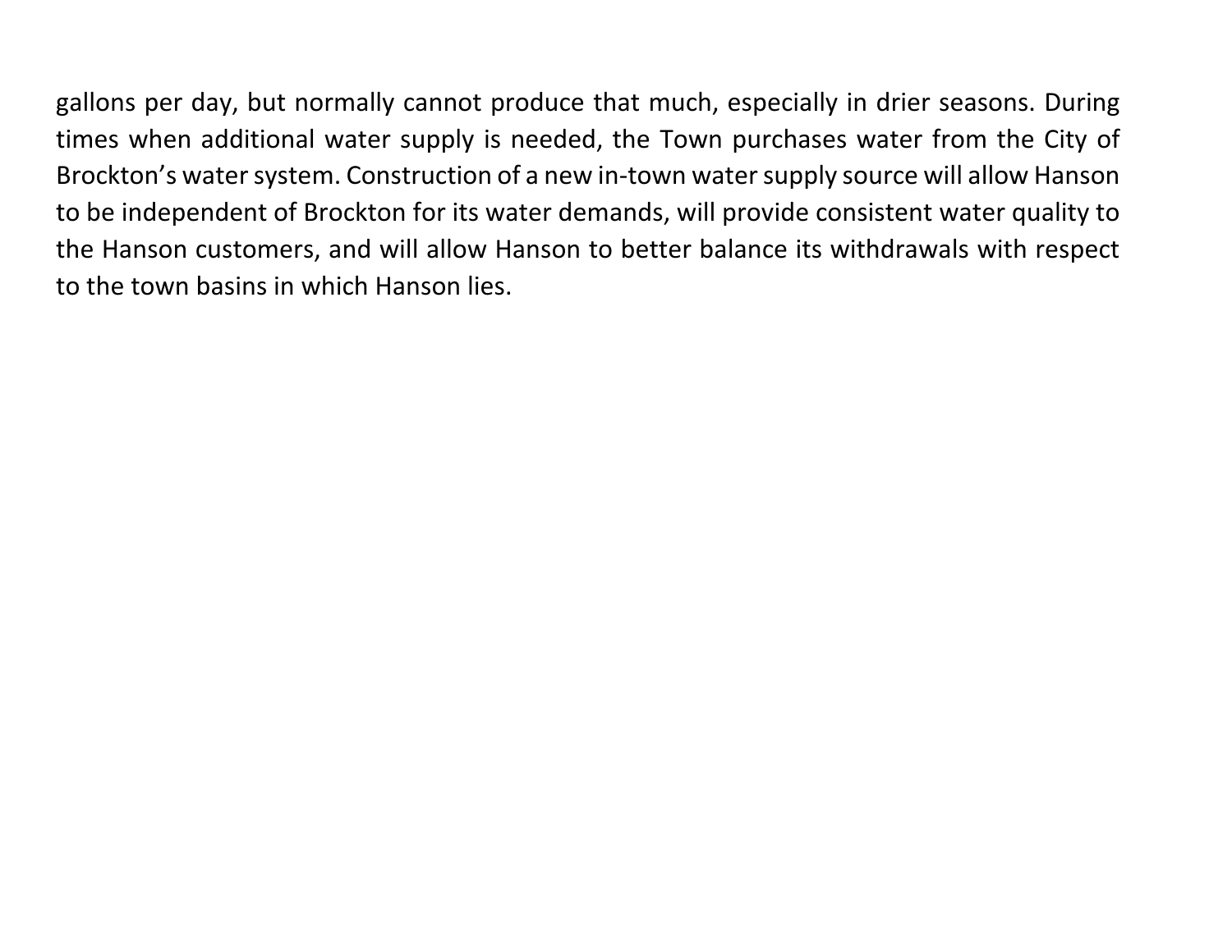gallons per day, but normally cannot produce that much, especially in drier seasons. During times when additional water supply is needed, the Town purchases water from the City of Brockton's water system. Construction of a new in-town water supply source will allow Hanson to be independent of Brockton for its water demands, will provide consistent water quality to the Hanson customers, and will allow Hanson to better balance its withdrawals with respect to the town basins in which Hanson lies.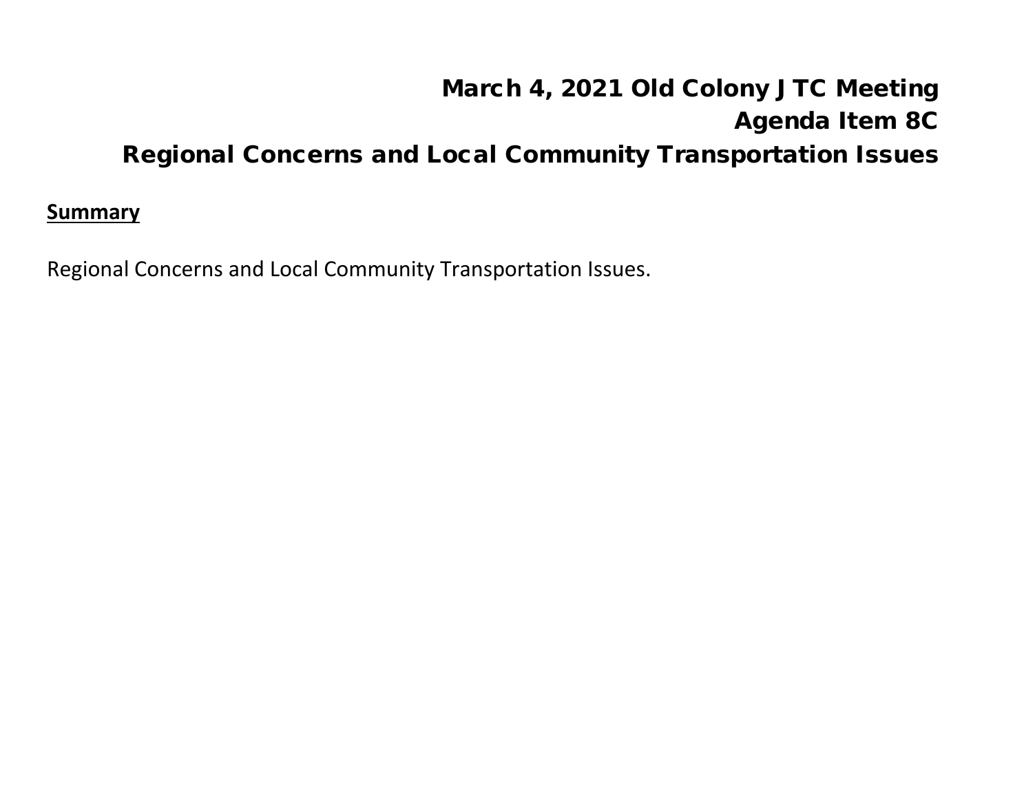# March 4, 2021 Old Colony JTC Meeting
# Agenda Item 8C
# Regional Concerns and Local Community Transportation Issues

**Summary**

Regional Concerns and Local Community Transportation Issues.